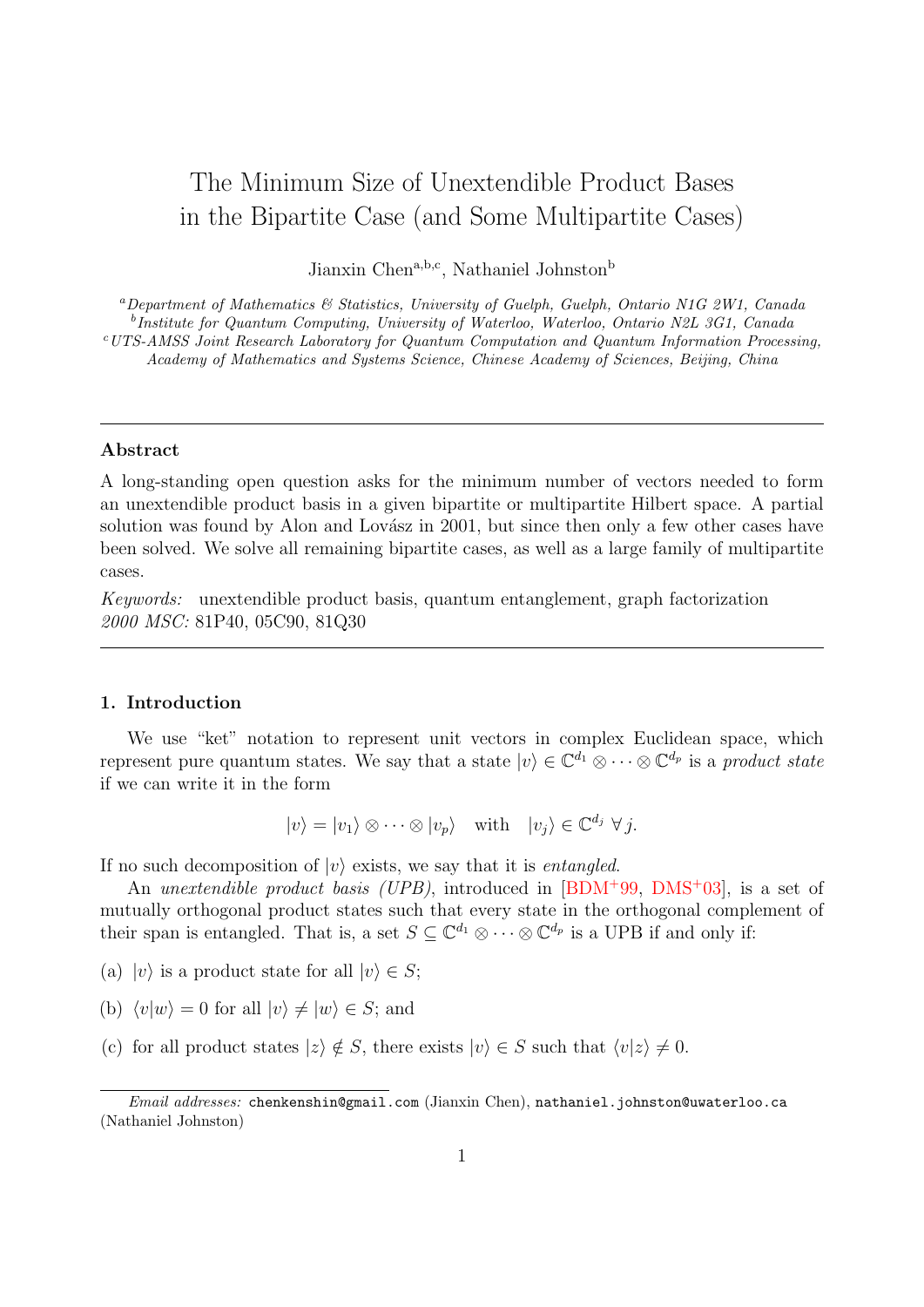# The Minimum Size of Unextendible Product Bases in the Bipartite Case (and Some Multipartite Cases)

Jianxin Chen[a,b,c], Nathaniel Johnston[b]

[a]*Department of Mathematics & Statistics, University of Guelph, Guelph, Ontario N1G 2W1, Canada*
[b]*Institute for Quantum Computing, University of Waterloo, Waterloo, Ontario N2L 3G1, Canada*
[c]*UTS-AMSS Joint Research Laboratory for Quantum Computation and Quantum Information Processing, Academy of Mathematics and Systems Science, Chinese Academy of Sciences, Beijing, China*

---

**Abstract**

A long-standing open question asks for the minimum number of vectors needed to form an unextendible product basis in a given bipartite or multipartite Hilbert space. A partial solution was found by Alon and Lovász in 2001, but since then only a few other cases have been solved. We solve all remaining bipartite cases, as well as a large family of multipartite cases.

*Keywords:* unextendible product basis, quantum entanglement, graph factorization
*2000 MSC:* 81P40, 05C90, 81Q30

---

## 1. Introduction

We use "ket" notation to represent unit vectors in complex Euclidean space, which represent pure quantum states. We say that a state $|v\rangle \in \mathbb{C}^{d_1} \otimes \cdots \otimes \mathbb{C}^{d_p}$ is a *product state* if we can write it in the form

$$|v\rangle = |v_1\rangle \otimes \cdots \otimes |v_p\rangle \quad \text{with} \quad |v_j\rangle \in \mathbb{C}^{d_j} \ \forall\, j.$$

If no such decomposition of $|v\rangle$ exists, we say that it is *entangled*.

An *unextendible product basis (UPB)*, introduced in [BDM+99, DMS+03], is a set of mutually orthogonal product states such that every state in the orthogonal complement of their span is entangled. That is, a set $S \subseteq \mathbb{C}^{d_1} \otimes \cdots \otimes \mathbb{C}^{d_p}$ is a UPB if and only if:

(a) $|v\rangle$ is a product state for all $|v\rangle \in S$;

(b) $\langle v|w\rangle = 0$ for all $|v\rangle \neq |w\rangle \in S$; and

(c) for all product states $|z\rangle \notin S$, there exists $|v\rangle \in S$ such that $\langle v|z\rangle \neq 0$.

*Email addresses:* chenkenshin@gmail.com (Jianxin Chen), nathaniel.johnston@uwaterloo.ca (Nathaniel Johnston)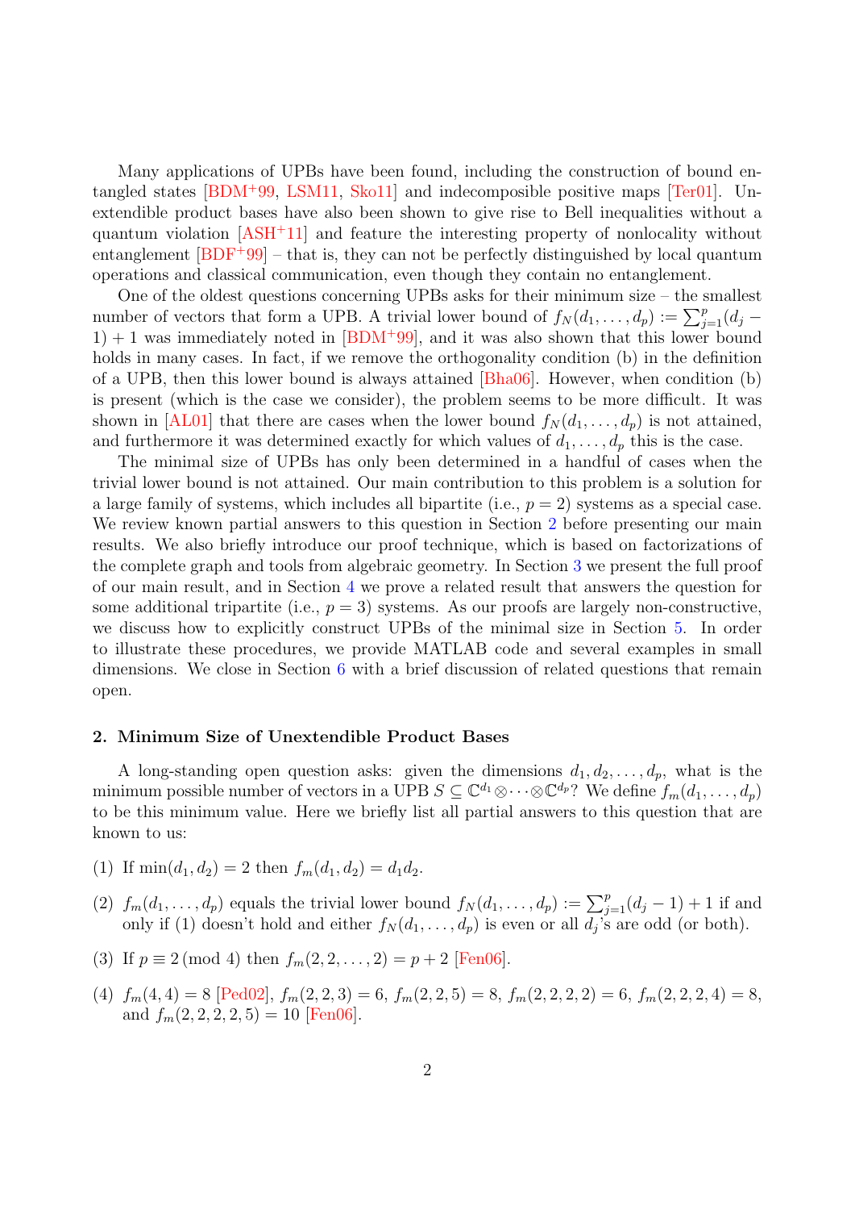Many applications of UPBs have been found, including the construction of bound entangled states [BDM+99, LSM11, Sko11] and indecomposible positive maps [Ter01]. Unextendible product bases have also been shown to give rise to Bell inequalities without a quantum violation [ASH+11] and feature the interesting property of nonlocality without entanglement [BDF+99] – that is, they can not be perfectly distinguished by local quantum operations and classical communication, even though they contain no entanglement.

One of the oldest questions concerning UPBs asks for their minimum size – the smallest number of vectors that form a UPB. A trivial lower bound of $f_N(d_1, \ldots, d_p) := \sum_{j=1}^{p}(d_j - 1) + 1$ was immediately noted in [BDM+99], and it was also shown that this lower bound holds in many cases. In fact, if we remove the orthogonality condition (b) in the definition of a UPB, then this lower bound is always attained [Bha06]. However, when condition (b) is present (which is the case we consider), the problem seems to be more difficult. It was shown in [AL01] that there are cases when the lower bound $f_N(d_1, \ldots, d_p)$ is not attained, and furthermore it was determined exactly for which values of $d_1, \ldots, d_p$ this is the case.

The minimal size of UPBs has only been determined in a handful of cases when the trivial lower bound is not attained. Our main contribution to this problem is a solution for a large family of systems, which includes all bipartite (i.e., $p = 2$) systems as a special case. We review known partial answers to this question in Section 2 before presenting our main results. We also briefly introduce our proof technique, which is based on factorizations of the complete graph and tools from algebraic geometry. In Section 3 we present the full proof of our main result, and in Section 4 we prove a related result that answers the question for some additional tripartite (i.e., $p = 3$) systems. As our proofs are largely non-constructive, we discuss how to explicitly construct UPBs of the minimal size in Section 5. In order to illustrate these procedures, we provide MATLAB code and several examples in small dimensions. We close in Section 6 with a brief discussion of related questions that remain open.

## 2. Minimum Size of Unextendible Product Bases

A long-standing open question asks: given the dimensions $d_1, d_2, \ldots, d_p$, what is the minimum possible number of vectors in a UPB $S \subseteq \mathbb{C}^{d_1} \otimes \cdots \otimes \mathbb{C}^{d_p}$? We define $f_m(d_1, \ldots, d_p)$ to be this minimum value. Here we briefly list all partial answers to this question that are known to us:

(1) If $\min(d_1, d_2) = 2$ then $f_m(d_1, d_2) = d_1 d_2$.

(2) $f_m(d_1, \ldots, d_p)$ equals the trivial lower bound $f_N(d_1, \ldots, d_p) := \sum_{j=1}^{p}(d_j - 1) + 1$ if and only if (1) doesn't hold and either $f_N(d_1, \ldots, d_p)$ is even or all $d_j$'s are odd (or both).

(3) If $p \equiv 2 \pmod 4$ then $f_m(2, 2, \ldots, 2) = p + 2$ [Fen06].

(4) $f_m(4, 4) = 8$ [Ped02], $f_m(2, 2, 3) = 6$, $f_m(2, 2, 5) = 8$, $f_m(2, 2, 2, 2) = 6$, $f_m(2, 2, 2, 4) = 8$, and $f_m(2, 2, 2, 2, 5) = 10$ [Fen06].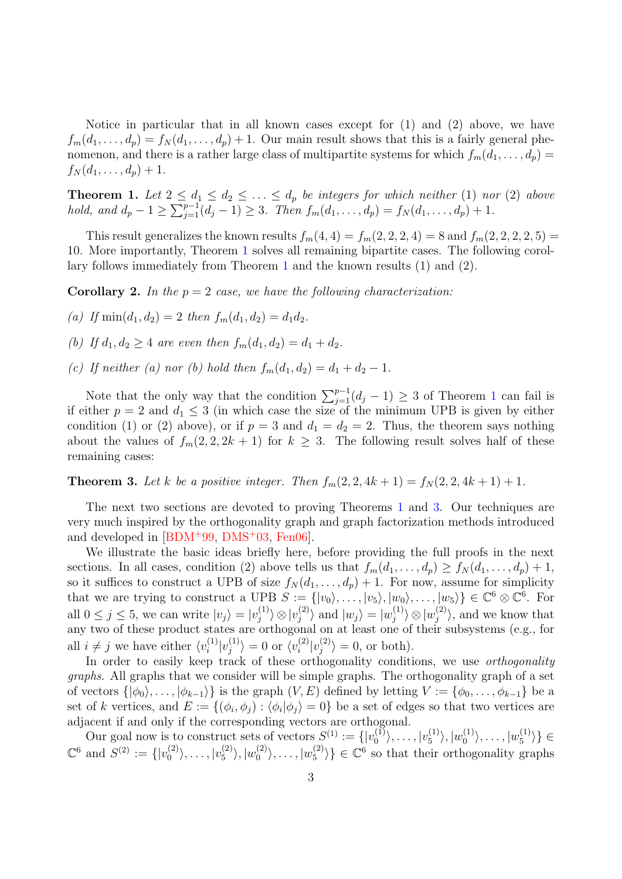Notice in particular that in all known cases except for (1) and (2) above, we have $f_m(d_1,\ldots,d_p) = f_N(d_1,\ldots,d_p)+1$. Our main result shows that this is a fairly general phenomenon, and there is a rather large class of multipartite systems for which $f_m(d_1,\ldots,d_p) = f_N(d_1,\ldots,d_p)+1$.

**Theorem 1.** *Let $2 \leq d_1 \leq d_2 \leq \ldots \leq d_p$ be integers for which neither (1) nor (2) above hold, and $d_p - 1 \geq \sum_{j=1}^{p-1}(d_j - 1) \geq 3$. Then $f_m(d_1,\ldots,d_p) = f_N(d_1,\ldots,d_p)+1$.*

This result generalizes the known results $f_m(4,4) = f_m(2,2,2,4) = 8$ and $f_m(2,2,2,2,5) = 10$. More importantly, Theorem 1 solves all remaining bipartite cases. The following corollary follows immediately from Theorem 1 and the known results (1) and (2).

**Corollary 2.** *In the $p = 2$ case, we have the following characterization:*

*(a) If $\min(d_1,d_2) = 2$ then $f_m(d_1,d_2) = d_1 d_2$.*

*(b) If $d_1, d_2 \geq 4$ are even then $f_m(d_1,d_2) = d_1 + d_2$.*

*(c) If neither (a) nor (b) hold then $f_m(d_1,d_2) = d_1 + d_2 - 1$.*

Note that the only way that the condition $\sum_{j=1}^{p-1}(d_j - 1) \geq 3$ of Theorem 1 can fail is if either $p = 2$ and $d_1 \leq 3$ (in which case the size of the minimum UPB is given by either condition (1) or (2) above), or if $p = 3$ and $d_1 = d_2 = 2$. Thus, the theorem says nothing about the values of $f_m(2,2,2k+1)$ for $k \geq 3$. The following result solves half of these remaining cases:

**Theorem 3.** *Let $k$ be a positive integer. Then $f_m(2,2,4k+1) = f_N(2,2,4k+1)+1$.*

The next two sections are devoted to proving Theorems 1 and 3. Our techniques are very much inspired by the orthogonality graph and graph factorization methods introduced and developed in [BDM+99, DMS+03, Fen06].

We illustrate the basic ideas briefly here, before providing the full proofs in the next sections. In all cases, condition (2) above tells us that $f_m(d_1,\ldots,d_p) \geq f_N(d_1,\ldots,d_p)+1$, so it suffices to construct a UPB of size $f_N(d_1,\ldots,d_p)+1$. For now, assume for simplicity that we are trying to construct a UPB $S := \{|v_0\rangle,\ldots,|v_5\rangle,|w_0\rangle,\ldots,|w_5\rangle\} \in \mathbb{C}^6 \otimes \mathbb{C}^6$. For all $0 \leq j \leq 5$, we can write $|v_j\rangle = |v_j^{(1)}\rangle \otimes |v_j^{(2)}\rangle$ and $|w_j\rangle = |w_j^{(1)}\rangle \otimes |w_j^{(2)}\rangle$, and we know that any two of these product states are orthogonal on at least one of their subsystems (e.g., for all $i \neq j$ we have either $\langle v_i^{(1)}|v_j^{(1)}\rangle = 0$ or $\langle v_i^{(2)}|v_j^{(2)}\rangle = 0$, or both).

In order to easily keep track of these orthogonality conditions, we use *orthogonality graphs*. All graphs that we consider will be simple graphs. The orthogonality graph of a set of vectors $\{|\phi_0\rangle,\ldots,|\phi_{k-1}\rangle\}$ is the graph $(V,E)$ defined by letting $V := \{\phi_0,\ldots,\phi_{k-1}\}$ be a set of $k$ vertices, and $E := \{(\phi_i,\phi_j) : \langle\phi_i|\phi_j\rangle = 0\}$ be a set of edges so that two vertices are adjacent if and only if the corresponding vectors are orthogonal.

Our goal now is to construct sets of vectors $S^{(1)} := \{|v_0^{(1)}\rangle,\ldots,|v_5^{(1)}\rangle,|w_0^{(1)}\rangle,\ldots,|w_5^{(1)}\rangle\} \in \mathbb{C}^6$ and $S^{(2)} := \{|v_0^{(2)}\rangle,\ldots,|v_5^{(2)}\rangle,|w_0^{(2)}\rangle,\ldots,|w_5^{(2)}\rangle\} \in \mathbb{C}^6$ so that their orthogonality graphs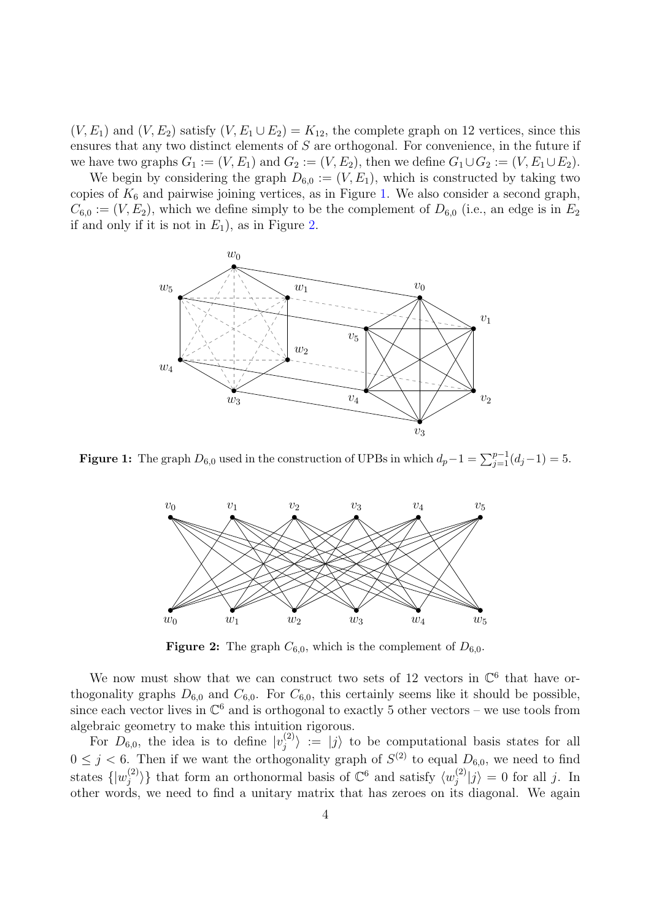$(V, E_1)$ and $(V, E_2)$ satisfy $(V, E_1 \cup E_2) = K_{12}$, the complete graph on 12 vertices, since this ensures that any two distinct elements of $S$ are orthogonal. For convenience, in the future if we have two graphs $G_1 := (V, E_1)$ and $G_2 := (V, E_2)$, then we define $G_1 \cup G_2 := (V, E_1 \cup E_2)$.

We begin by considering the graph $D_{6,0} := (V, E_1)$, which is constructed by taking two copies of $K_6$ and pairwise joining vertices, as in Figure 1. We also consider a second graph, $C_{6,0} := (V, E_2)$, which we define simply to be the complement of $D_{6,0}$ (i.e., an edge is in $E_2$ if and only if it is not in $E_1$), as in Figure 2.

**Figure 1:** The graph $D_{6,0}$ used in the construction of UPBs in which $d_p - 1 = \sum_{j=1}^{p-1}(d_j - 1) = 5$.

**Figure 2:** The graph $C_{6,0}$, which is the complement of $D_{6,0}$.

We now must show that we can construct two sets of 12 vectors in $\mathbb{C}^6$ that have orthogonality graphs $D_{6,0}$ and $C_{6,0}$. For $C_{6,0}$, this certainly seems like it should be possible, since each vector lives in $\mathbb{C}^6$ and is orthogonal to exactly 5 other vectors – we use tools from algebraic geometry to make this intuition rigorous.

For $D_{6,0}$, the idea is to define $|v_j^{(2)}\rangle := |j\rangle$ to be computational basis states for all $0 \leq j < 6$. Then if we want the orthogonality graph of $S^{(2)}$ to equal $D_{6,0}$, we need to find states $\{|w_j^{(2)}\rangle\}$ that form an orthonormal basis of $\mathbb{C}^6$ and satisfy $\langle w_j^{(2)}|j\rangle = 0$ for all $j$. In other words, we need to find a unitary matrix that has zeroes on its diagonal. We again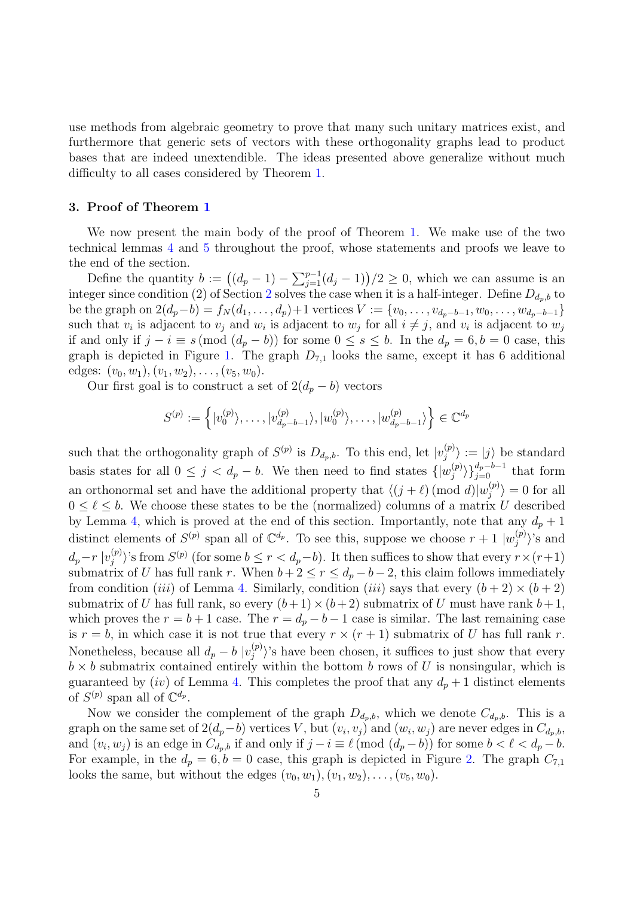use methods from algebraic geometry to prove that many such unitary matrices exist, and furthermore that generic sets of vectors with these orthogonality graphs lead to product bases that are indeed unextendible. The ideas presented above generalize without much difficulty to all cases considered by Theorem 1.

## 3. Proof of Theorem 1

We now present the main body of the proof of Theorem 1. We make use of the two technical lemmas 4 and 5 throughout the proof, whose statements and proofs we leave to the end of the section.

Define the quantity $b := \big((d_p - 1) - \sum_{j=1}^{p-1}(d_j - 1)\big)/2 \geq 0$, which we can assume is an integer since condition (2) of Section 2 solves the case when it is a half-integer. Define $D_{d_p,b}$ to be the graph on $2(d_p - b) = f_N(d_1, \ldots, d_p) + 1$ vertices $V := \{v_0, \ldots, v_{d_p-b-1}, w_0, \ldots, w_{d_p-b-1}\}$ such that $v_i$ is adjacent to $v_j$ and $w_i$ is adjacent to $w_j$ for all $i \neq j$, and $v_i$ is adjacent to $w_j$ if and only if $j - i \equiv s \,(\mathrm{mod}\,(d_p - b))$ for some $0 \leq s \leq b$. In the $d_p = 6, b = 0$ case, this graph is depicted in Figure 1. The graph $D_{7,1}$ looks the same, except it has 6 additional edges: $(v_0, w_1), (v_1, w_2), \ldots, (v_5, w_0)$.

Our first goal is to construct a set of $2(d_p - b)$ vectors

$$S^{(p)} := \left\{|v_0^{(p)}\rangle, \ldots, |v_{d_p-b-1}^{(p)}\rangle, |w_0^{(p)}\rangle, \ldots, |w_{d_p-b-1}^{(p)}\rangle\right\} \in \mathbb{C}^{d_p}$$

such that the orthogonality graph of $S^{(p)}$ is $D_{d_p,b}$. To this end, let $|v_j^{(p)}\rangle := |j\rangle$ be standard basis states for all $0 \leq j < d_p - b$. We then need to find states $\{|w_j^{(p)}\rangle\}_{j=0}^{d_p-b-1}$ that form an orthonormal set and have the additional property that $\langle (j + \ell) \,(\mathrm{mod}\, d)|w_j^{(p)}\rangle = 0$ for all $0 \leq \ell \leq b$. We choose these states to be the (normalized) columns of a matrix $U$ described by Lemma 4, which is proved at the end of this section. Importantly, note that any $d_p + 1$ distinct elements of $S^{(p)}$ span all of $\mathbb{C}^{d_p}$. To see this, suppose we choose $r + 1$ $|w_j^{(p)}\rangle$'s and $d_p - r$ $|v_j^{(p)}\rangle$'s from $S^{(p)}$ (for some $b \leq r < d_p - b$). It then suffices to show that every $r \times (r+1)$ submatrix of $U$ has full rank $r$. When $b + 2 \leq r \leq d_p - b - 2$, this claim follows immediately from condition $(iii)$ of Lemma 4. Similarly, condition $(iii)$ says that every $(b+2) \times (b+2)$ submatrix of $U$ has full rank, so every $(b+1) \times (b+2)$ submatrix of $U$ must have rank $b+1$, which proves the $r = b+1$ case. The $r = d_p - b - 1$ case is similar. The last remaining case is $r = b$, in which case it is not true that every $r \times (r+1)$ submatrix of $U$ has full rank $r$. Nonetheless, because all $d_p - b$ $|v_j^{(p)}\rangle$'s have been chosen, it suffices to just show that every $b \times b$ submatrix contained entirely within the bottom $b$ rows of $U$ is nonsingular, which is guaranteed by $(iv)$ of Lemma 4. This completes the proof that any $d_p + 1$ distinct elements of $S^{(p)}$ span all of $\mathbb{C}^{d_p}$.

Now we consider the complement of the graph $D_{d_p,b}$, which we denote $C_{d_p,b}$. This is a graph on the same set of $2(d_p - b)$ vertices $V$, but $(v_i, v_j)$ and $(w_i, w_j)$ are never edges in $C_{d_p,b}$, and $(v_i, w_j)$ is an edge in $C_{d_p,b}$ if and only if $j - i \equiv \ell \,(\mathrm{mod}\,(d_p - b))$ for some $b < \ell < d_p - b$. For example, in the $d_p = 6, b = 0$ case, this graph is depicted in Figure 2. The graph $C_{7,1}$ looks the same, but without the edges $(v_0, w_1), (v_1, w_2), \ldots, (v_5, w_0)$.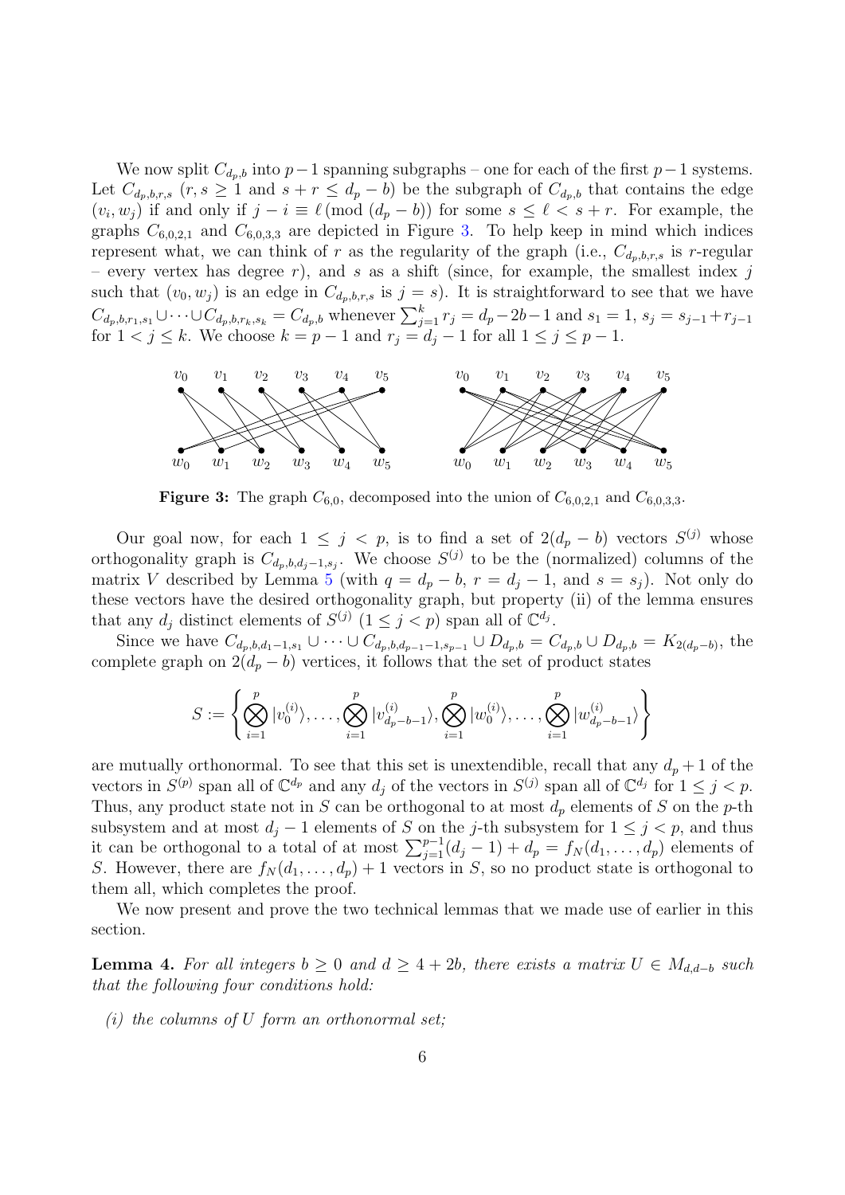We now split $C_{d_p,b}$ into $p-1$ spanning subgraphs – one for each of the first $p-1$ systems. Let $C_{d_p,b,r,s}$ ($r, s \geq 1$ and $s + r \leq d_p - b$) be the subgraph of $C_{d_p,b}$ that contains the edge $(v_i, w_j)$ if and only if $j - i \equiv \ell \,(\mathrm{mod}\ (d_p - b))$ for some $s \leq \ell < s + r$. For example, the graphs $C_{6,0,2,1}$ and $C_{6,0,3,3}$ are depicted in Figure 3. To help keep in mind which indices represent what, we can think of $r$ as the regularity of the graph (i.e., $C_{d_p,b,r,s}$ is $r$-regular – every vertex has degree $r$), and $s$ as a shift (since, for example, the smallest index $j$ such that $(v_0, w_j)$ is an edge in $C_{d_p,b,r,s}$ is $j = s$). It is straightforward to see that we have $C_{d_p,b,r_1,s_1} \cup \cdots \cup C_{d_p,b,r_k,s_k} = C_{d_p,b}$ whenever $\sum_{j=1}^{k} r_j = d_p - 2b - 1$ and $s_1 = 1$, $s_j = s_{j-1} + r_{j-1}$ for $1 < j \leq k$. We choose $k = p-1$ and $r_j = d_j - 1$ for all $1 \leq j \leq p-1$.

**Figure 3:** The graph $C_{6,0}$, decomposed into the union of $C_{6,0,2,1}$ and $C_{6,0,3,3}$.

Our goal now, for each $1 \leq j < p$, is to find a set of $2(d_p - b)$ vectors $S^{(j)}$ whose orthogonality graph is $C_{d_p,b,d_j-1,s_j}$. We choose $S^{(j)}$ to be the (normalized) columns of the matrix $V$ described by Lemma 5 (with $q = d_p - b$, $r = d_j - 1$, and $s = s_j$). Not only do these vectors have the desired orthogonality graph, but property (ii) of the lemma ensures that any $d_j$ distinct elements of $S^{(j)}$ ($1 \leq j < p$) span all of $\mathbb{C}^{d_j}$.

Since we have $C_{d_p,b,d_1-1,s_1} \cup \cdots \cup C_{d_p,b,d_{p-1}-1,s_{p-1}} \cup D_{d_p,b} = C_{d_p,b} \cup D_{d_p,b} = K_{2(d_p-b)}$, the complete graph on $2(d_p - b)$ vertices, it follows that the set of product states

$$S := \left\{ \bigotimes_{i=1}^{p} |v_0^{(i)}\rangle, \ldots, \bigotimes_{i=1}^{p} |v_{d_p-b-1}^{(i)}\rangle, \bigotimes_{i=1}^{p} |w_0^{(i)}\rangle, \ldots, \bigotimes_{i=1}^{p} |w_{d_p-b-1}^{(i)}\rangle \right\}$$

are mutually orthonormal. To see that this set is unextendible, recall that any $d_p + 1$ of the vectors in $S^{(p)}$ span all of $\mathbb{C}^{d_p}$ and any $d_j$ of the vectors in $S^{(j)}$ span all of $\mathbb{C}^{d_j}$ for $1 \leq j < p$. Thus, any product state not in $S$ can be orthogonal to at most $d_p$ elements of $S$ on the $p$-th subsystem and at most $d_j - 1$ elements of $S$ on the $j$-th subsystem for $1 \leq j < p$, and thus it can be orthogonal to a total of at most $\sum_{j=1}^{p-1}(d_j - 1) + d_p = f_N(d_1, \ldots, d_p)$ elements of $S$. However, there are $f_N(d_1, \ldots, d_p) + 1$ vectors in $S$, so no product state is orthogonal to them all, which completes the proof.

We now present and prove the two technical lemmas that we made use of earlier in this section.

**Lemma 4.** *For all integers $b \geq 0$ and $d \geq 4 + 2b$, there exists a matrix $U \in M_{d,d-b}$ such that the following four conditions hold:*

*(i) the columns of $U$ form an orthonormal set;*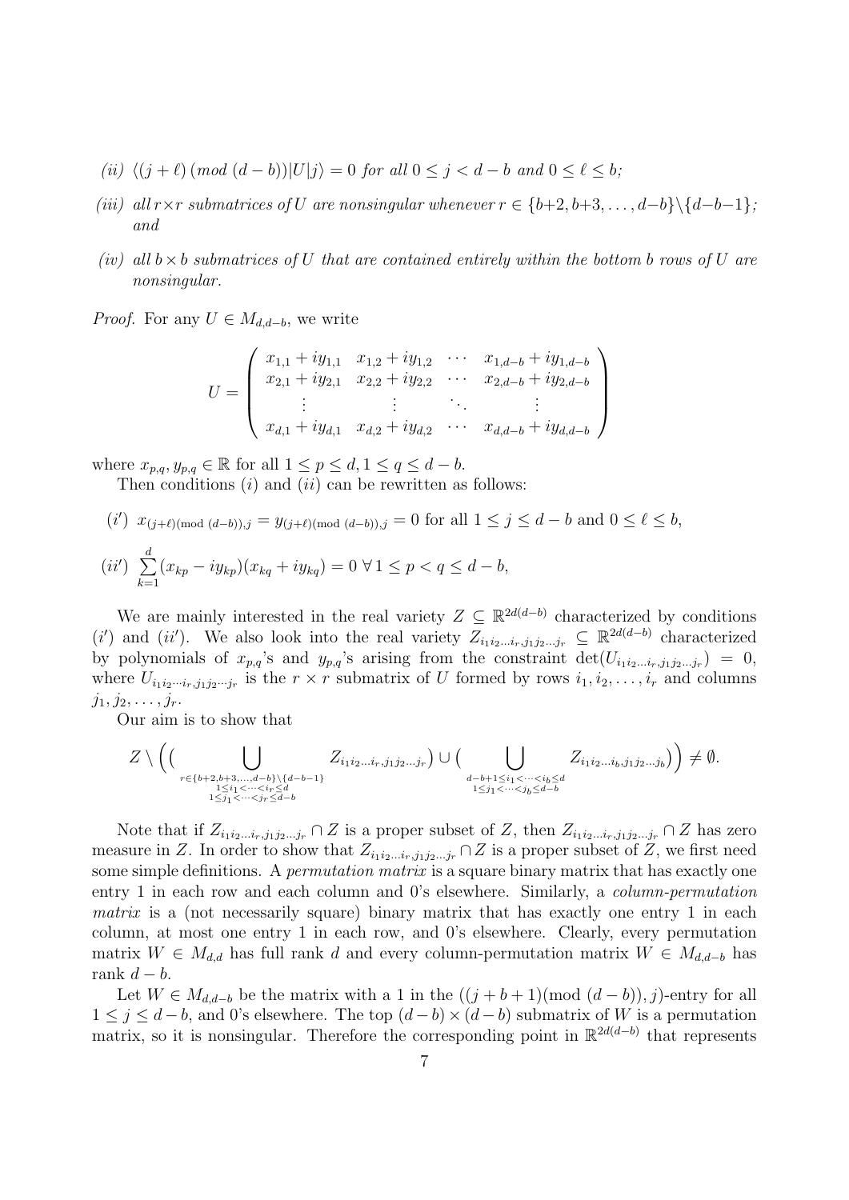*(ii)* $\langle (j+\ell) \,(mod\; (d-b))|U|j\rangle = 0$ *for all* $0 \le j < d-b$ *and* $0 \le \ell \le b$*;*

*(iii)* *all* $r \times r$ *submatrices of* $U$ *are nonsingular whenever* $r \in \{b+2, b+3, \ldots, d-b\} \setminus \{d-b-1\}$*; and*

*(iv)* *all* $b \times b$ *submatrices of* $U$ *that are contained entirely within the bottom* $b$ *rows of* $U$ *are nonsingular.*

*Proof.* For any $U \in M_{d,d-b}$, we write

$$U = \begin{pmatrix} x_{1,1} + iy_{1,1} & x_{1,2} + iy_{1,2} & \cdots & x_{1,d-b} + iy_{1,d-b} \\ x_{2,1} + iy_{2,1} & x_{2,2} + iy_{2,2} & \cdots & x_{2,d-b} + iy_{2,d-b} \\ \vdots & \vdots & \ddots & \vdots \\ x_{d,1} + iy_{d,1} & x_{d,2} + iy_{d,2} & \cdots & x_{d,d-b} + iy_{d,d-b} \end{pmatrix}$$

where $x_{p,q}, y_{p,q} \in \mathbb{R}$ for all $1 \le p \le d, 1 \le q \le d-b$.

Then conditions $(i)$ and $(ii)$ can be rewritten as follows:

$(i')$ $x_{(j+\ell)(\text{mod }(d-b)),j} = y_{(j+\ell)(\text{mod }(d-b)),j} = 0$ for all $1 \le j \le d-b$ and $0 \le \ell \le b$,

$(ii')$ $\sum_{k=1}^{d} (x_{kp} - iy_{kp})(x_{kq} + iy_{kq}) = 0 \;\forall\, 1 \le p < q \le d-b$,

We are mainly interested in the real variety $Z \subseteq \mathbb{R}^{2d(d-b)}$ characterized by conditions $(i')$ and $(ii')$. We also look into the real variety $Z_{i_1 i_2 \ldots i_r, j_1 j_2 \ldots j_r} \subseteq \mathbb{R}^{2d(d-b)}$ characterized by polynomials of $x_{p,q}$'s and $y_{p,q}$'s arising from the constraint $\det(U_{i_1 i_2 \ldots i_r, j_1 j_2 \ldots j_r}) = 0$, where $U_{i_1 i_2 \cdots i_r, j_1 j_2 \cdots j_r}$ is the $r \times r$ submatrix of $U$ formed by rows $i_1, i_2, \ldots, i_r$ and columns $j_1, j_2, \ldots, j_r$.

Our aim is to show that

$$Z \setminus \Big( \big( \bigcup_{\substack{r \in \{b+2, b+3, \ldots, d-b\} \setminus \{d-b-1\} \\ 1 \le i_1 < \cdots < i_r \le d \\ 1 \le j_1 < \cdots < j_r \le d-b}} Z_{i_1 i_2 \ldots i_r, j_1 j_2 \ldots j_r} \big) \cup \big( \bigcup_{\substack{d-b+1 \le i_1 < \cdots < i_b \le d \\ 1 \le j_1 < \cdots < j_b \le d-b}} Z_{i_1 i_2 \ldots i_b, j_1 j_2 \ldots j_b} \big) \Big) \neq \emptyset.$$

Note that if $Z_{i_1 i_2 \ldots i_r, j_1 j_2 \ldots j_r} \cap Z$ is a proper subset of $Z$, then $Z_{i_1 i_2 \ldots i_r, j_1 j_2 \ldots j_r} \cap Z$ has zero measure in $Z$. In order to show that $Z_{i_1 i_2 \ldots i_r, j_1 j_2 \ldots j_r} \cap Z$ is a proper subset of $Z$, we first need some simple definitions. A *permutation matrix* is a square binary matrix that has exactly one entry 1 in each row and each column and 0's elsewhere. Similarly, a *column-permutation matrix* is a (not necessarily square) binary matrix that has exactly one entry 1 in each column, at most one entry 1 in each row, and 0's elsewhere. Clearly, every permutation matrix $W \in M_{d,d}$ has full rank $d$ and every column-permutation matrix $W \in M_{d,d-b}$ has rank $d-b$.

Let $W \in M_{d,d-b}$ be the matrix with a 1 in the $((j+b+1)(\text{mod }(d-b)), j)$-entry for all $1 \le j \le d-b$, and 0's elsewhere. The top $(d-b) \times (d-b)$ submatrix of $W$ is a permutation matrix, so it is nonsingular. Therefore the corresponding point in $\mathbb{R}^{2d(d-b)}$ that represents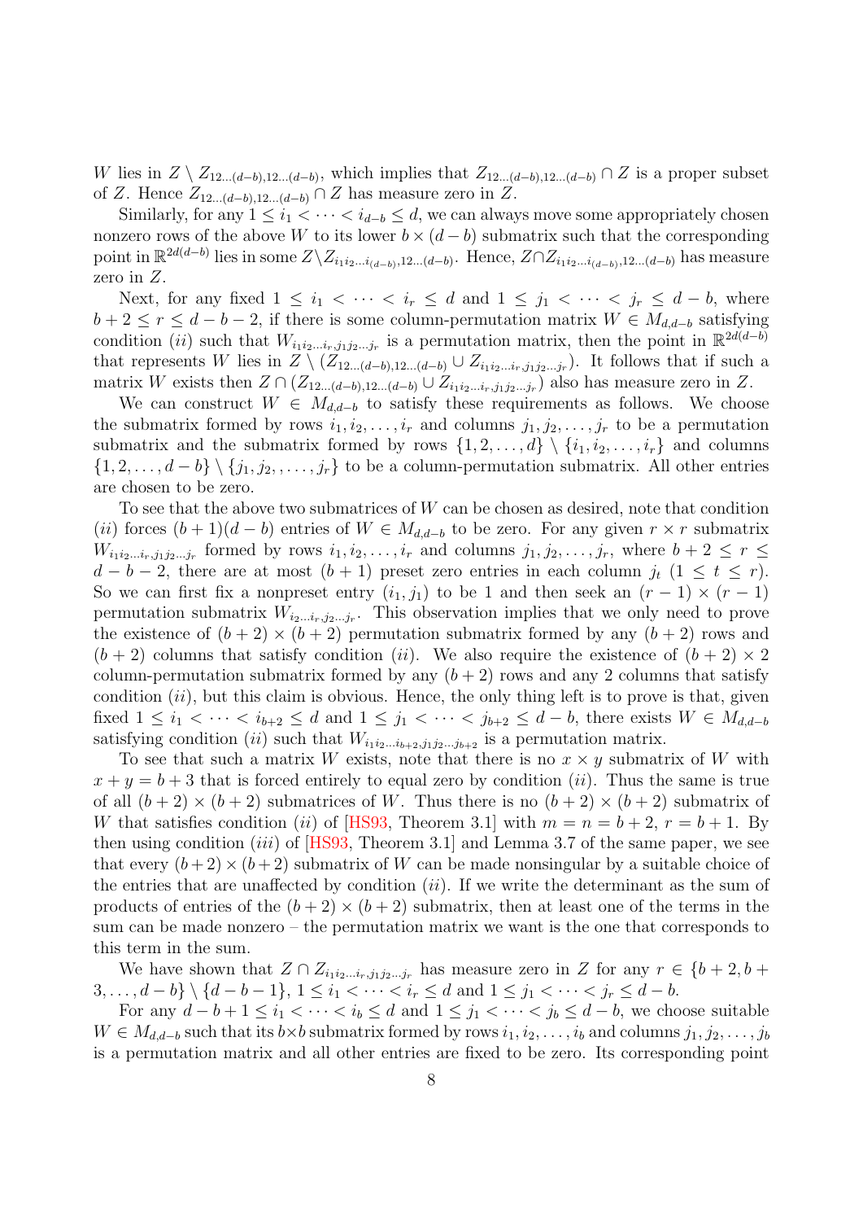$W$ lies in $Z \setminus Z_{12\ldots(d-b),12\ldots(d-b)}$, which implies that $Z_{12\ldots(d-b),12\ldots(d-b)} \cap Z$ is a proper subset of $Z$. Hence $Z_{12\ldots(d-b),12\ldots(d-b)} \cap Z$ has measure zero in $Z$.

Similarly, for any $1 \le i_1 < \cdots < i_{d-b} \le d$, we can always move some appropriately chosen nonzero rows of the above $W$ to its lower $b \times (d-b)$ submatrix such that the corresponding point in $\mathbb{R}^{2d(d-b)}$ lies in some $Z \setminus Z_{i_1 i_2 \ldots i_{(d-b)},12\ldots(d-b)}$. Hence, $Z \cap Z_{i_1 i_2 \ldots i_{(d-b)},12\ldots(d-b)}$ has measure zero in $Z$.

Next, for any fixed $1 \le i_1 < \cdots < i_r \le d$ and $1 \le j_1 < \cdots < j_r \le d-b$, where $b+2 \le r \le d-b-2$, if there is some column-permutation matrix $W \in M_{d,d-b}$ satisfying condition $(ii)$ such that $W_{i_1 i_2 \ldots i_r, j_1 j_2 \ldots j_r}$ is a permutation matrix, then the point in $\mathbb{R}^{2d(d-b)}$ that represents $W$ lies in $Z \setminus (Z_{12\ldots(d-b),12\ldots(d-b)} \cup Z_{i_1 i_2 \ldots i_r, j_1 j_2 \ldots j_r})$. It follows that if such a matrix $W$ exists then $Z \cap (Z_{12\ldots(d-b),12\ldots(d-b)} \cup Z_{i_1 i_2 \ldots i_r, j_1 j_2 \ldots j_r})$ also has measure zero in $Z$.

We can construct $W \in M_{d,d-b}$ to satisfy these requirements as follows. We choose the submatrix formed by rows $i_1, i_2, \ldots, i_r$ and columns $j_1, j_2, \ldots, j_r$ to be a permutation submatrix and the submatrix formed by rows $\{1, 2, \ldots, d\} \setminus \{i_1, i_2, \ldots, i_r\}$ and columns $\{1, 2, \ldots, d-b\} \setminus \{j_1, j_2, \ldots, j_r\}$ to be a column-permutation submatrix. All other entries are chosen to be zero.

To see that the above two submatrices of $W$ can be chosen as desired, note that condition $(ii)$ forces $(b+1)(d-b)$ entries of $W \in M_{d,d-b}$ to be zero. For any given $r \times r$ submatrix $W_{i_1 i_2 \ldots i_r, j_1 j_2 \ldots j_r}$ formed by rows $i_1, i_2, \ldots, i_r$ and columns $j_1, j_2, \ldots, j_r$, where $b+2 \le r \le d-b-2$, there are at most $(b+1)$ preset zero entries in each column $j_t$ $(1 \le t \le r)$. So we can first fix a nonpreset entry $(i_1, j_1)$ to be 1 and then seek an $(r-1) \times (r-1)$ permutation submatrix $W_{i_2 \ldots i_r, j_2 \ldots j_r}$. This observation implies that we only need to prove the existence of $(b+2) \times (b+2)$ permutation submatrix formed by any $(b+2)$ rows and $(b+2)$ columns that satisfy condition $(ii)$. We also require the existence of $(b+2) \times 2$ column-permutation submatrix formed by any $(b+2)$ rows and any 2 columns that satisfy condition $(ii)$, but this claim is obvious. Hence, the only thing left is to prove is that, given fixed $1 \le i_1 < \cdots < i_{b+2} \le d$ and $1 \le j_1 < \cdots < j_{b+2} \le d-b$, there exists $W \in M_{d,d-b}$ satisfying condition $(ii)$ such that $W_{i_1 i_2 \ldots i_{b+2}, j_1 j_2 \ldots j_{b+2}}$ is a permutation matrix.

To see that such a matrix $W$ exists, note that there is no $x \times y$ submatrix of $W$ with $x + y = b + 3$ that is forced entirely to equal zero by condition $(ii)$. Thus the same is true of all $(b+2) \times (b+2)$ submatrices of $W$. Thus there is no $(b+2) \times (b+2)$ submatrix of $W$ that satisfies condition $(ii)$ of [HS93, Theorem 3.1] with $m = n = b+2$, $r = b+1$. By then using condition $(iii)$ of [HS93, Theorem 3.1] and Lemma 3.7 of the same paper, we see that every $(b+2) \times (b+2)$ submatrix of $W$ can be made nonsingular by a suitable choice of the entries that are unaffected by condition $(ii)$. If we write the determinant as the sum of products of entries of the $(b+2) \times (b+2)$ submatrix, then at least one of the terms in the sum can be made nonzero – the permutation matrix we want is the one that corresponds to this term in the sum.

We have shown that $Z \cap Z_{i_1 i_2 \ldots i_r, j_1 j_2 \ldots j_r}$ has measure zero in $Z$ for any $r \in \{b+2, b+3, \ldots, d-b\} \setminus \{d-b-1\}$, $1 \le i_1 < \cdots < i_r \le d$ and $1 \le j_1 < \cdots < j_r \le d-b$.

For any $d-b+1 \le i_1 < \cdots < i_b \le d$ and $1 \le j_1 < \cdots < j_b \le d-b$, we choose suitable $W \in M_{d,d-b}$ such that its $b \times b$ submatrix formed by rows $i_1, i_2, \ldots, i_b$ and columns $j_1, j_2, \ldots, j_b$ is a permutation matrix and all other entries are fixed to be zero. Its corresponding point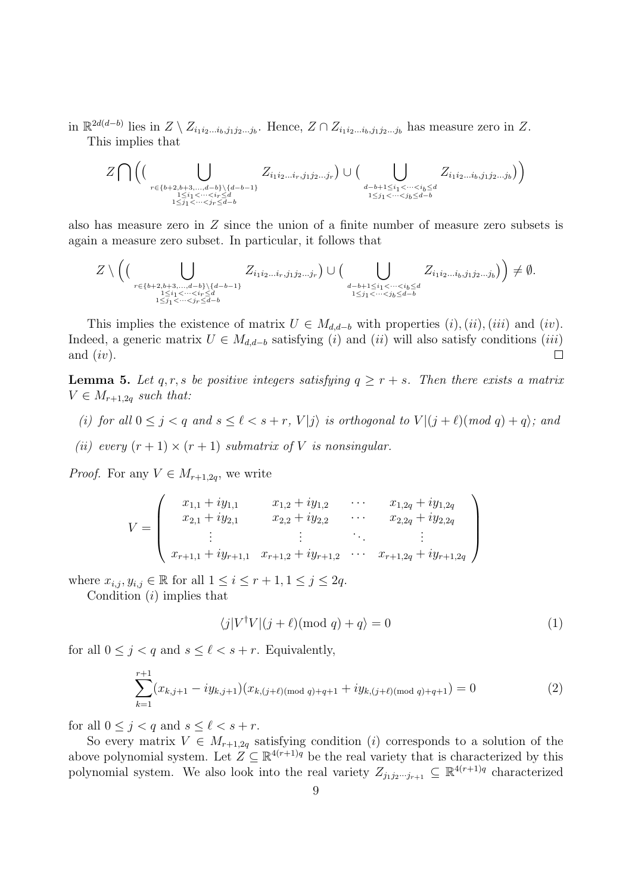in $\mathbb{R}^{2d(d-b)}$ lies in $Z \setminus Z_{i_1 i_2 \ldots i_b, j_1 j_2 \ldots j_b}$. Hence, $Z \cap Z_{i_1 i_2 \ldots i_b, j_1 j_2 \ldots j_b}$ has measure zero in $Z$.

This implies that

$$Z \bigcap \Big( \big( \bigcup_{\substack{r \in \{b+2, b+3, \ldots, d-b\} \setminus \{d-b-1\} \\ 1 \leq i_1 < \cdots < i_r \leq d \\ 1 \leq j_1 < \cdots < j_r \leq d-b}} Z_{i_1 i_2 \ldots i_r, j_1 j_2 \ldots j_r} \big) \cup \big( \bigcup_{\substack{d-b+1 \leq i_1 < \cdots < i_b \leq d \\ 1 \leq j_1 < \cdots < j_b \leq d-b}} Z_{i_1 i_2 \ldots i_b, j_1 j_2 \ldots j_b} \big) \Big)$$

also has measure zero in $Z$ since the union of a finite number of measure zero subsets is again a measure zero subset. In particular, it follows that

$$Z \setminus \Big( \big( \bigcup_{\substack{r \in \{b+2, b+3, \ldots, d-b\} \setminus \{d-b-1\} \\ 1 \leq i_1 < \cdots < i_r \leq d \\ 1 \leq j_1 < \cdots < j_r \leq d-b}} Z_{i_1 i_2 \ldots i_r, j_1 j_2 \ldots j_r} \big) \cup \big( \bigcup_{\substack{d-b+1 \leq i_1 < \cdots < i_b \leq d \\ 1 \leq j_1 < \cdots < j_b \leq d-b}} Z_{i_1 i_2 \ldots i_b, j_1 j_2 \ldots j_b} \big) \Big) \neq \emptyset.$$

This implies the existence of matrix $U \in M_{d,d-b}$ with properties $(i), (ii), (iii)$ and $(iv)$. Indeed, a generic matrix $U \in M_{d,d-b}$ satisfying $(i)$ and $(ii)$ will also satisfy conditions $(iii)$ and $(iv)$. $\square$

**Lemma 5.** *Let $q, r, s$ be positive integers satisfying $q \geq r + s$. Then there exists a matrix $V \in M_{r+1,2q}$ such that:*

*(i) for all $0 \leq j < q$ and $s \leq \ell < s + r$, $V|j\rangle$ is orthogonal to $V|(j+\ell)(\text{mod } q) + q\rangle$; and*

*(ii) every $(r+1) \times (r+1)$ submatrix of $V$ is nonsingular.*

*Proof.* For any $V \in M_{r+1,2q}$, we write

$$V = \begin{pmatrix} x_{1,1} + iy_{1,1} & x_{1,2} + iy_{1,2} & \cdots & x_{1,2q} + iy_{1,2q} \\ x_{2,1} + iy_{2,1} & x_{2,2} + iy_{2,2} & \cdots & x_{2,2q} + iy_{2,2q} \\ \vdots & \vdots & \ddots & \vdots \\ x_{r+1,1} + iy_{r+1,1} & x_{r+1,2} + iy_{r+1,2} & \cdots & x_{r+1,2q} + iy_{r+1,2q} \end{pmatrix}$$

where $x_{i,j}, y_{i,j} \in \mathbb{R}$ for all $1 \leq i \leq r+1, 1 \leq j \leq 2q$.

Condition $(i)$ implies that

$$\langle j | V^\dagger V | (j+\ell)(\text{mod } q) + q \rangle = 0 \tag{1}$$

for all $0 \leq j < q$ and $s \leq \ell < s + r$. Equivalently,

$$\sum_{k=1}^{r+1} (x_{k,j+1} - iy_{k,j+1})(x_{k,(j+\ell)(\text{mod } q)+q+1} + iy_{k,(j+\ell)(\text{mod } q)+q+1}) = 0 \tag{2}$$

for all $0 \leq j < q$ and $s \leq \ell < s + r$.

So every matrix $V \in M_{r+1,2q}$ satisfying condition $(i)$ corresponds to a solution of the above polynomial system. Let $Z \subseteq \mathbb{R}^{4(r+1)q}$ be the real variety that is characterized by this polynomial system. We also look into the real variety $Z_{j_1 j_2 \cdots j_{r+1}} \subseteq \mathbb{R}^{4(r+1)q}$ characterized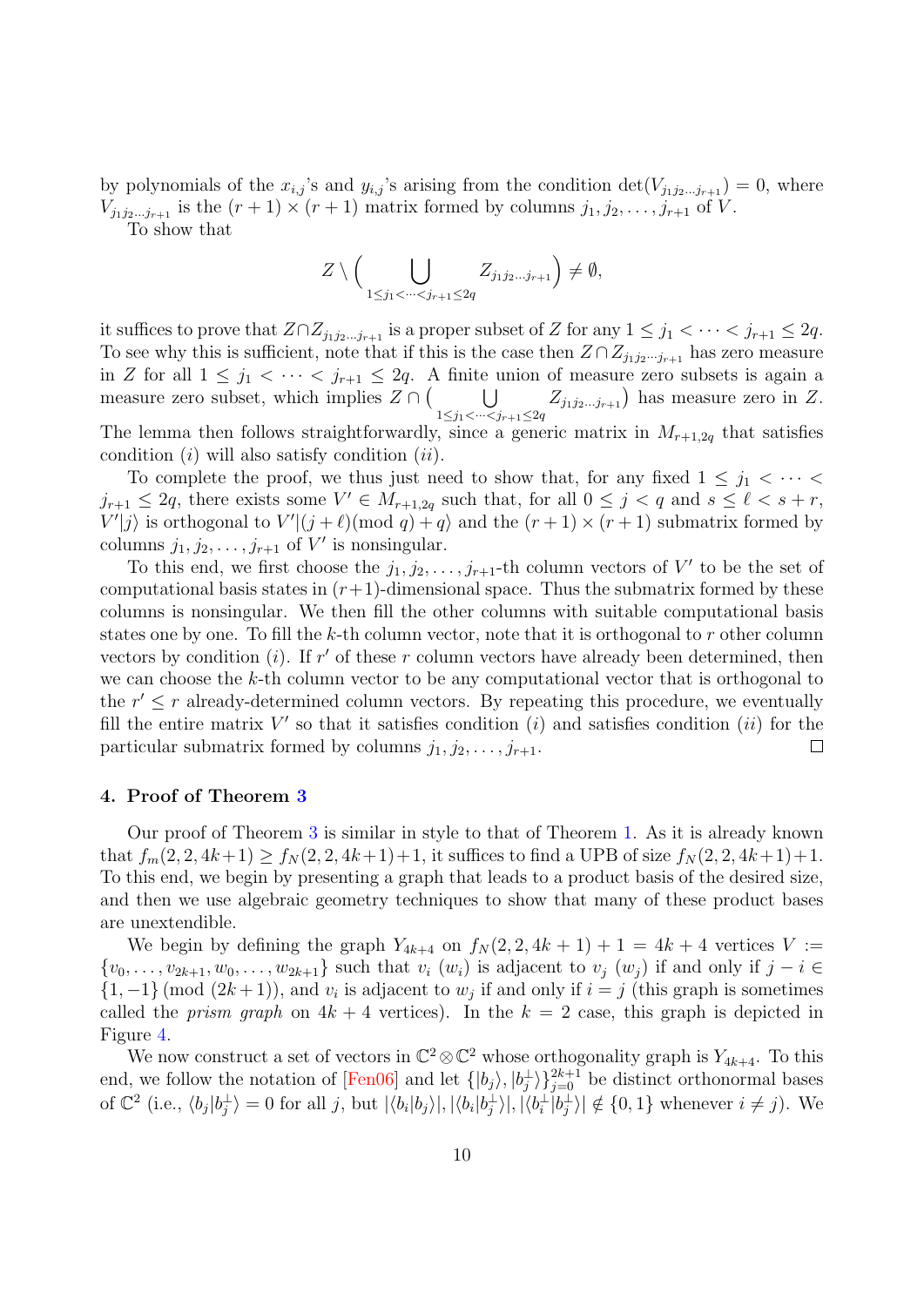by polynomials of the $x_{i,j}$'s and $y_{i,j}$'s arising from the condition $\det(V_{j_1 j_2 \dots j_{r+1}}) = 0$, where $V_{j_1 j_2 \dots j_{r+1}}$ is the $(r+1) \times (r+1)$ matrix formed by columns $j_1, j_2, \dots, j_{r+1}$ of $V$.

To show that

$$Z \setminus \Big( \bigcup_{1 \leq j_1 < \dots < j_{r+1} \leq 2q} Z_{j_1 j_2 \dots j_{r+1}} \Big) \neq \emptyset,$$

it suffices to prove that $Z \cap Z_{j_1 j_2 \cdots j_{r+1}}$ is a proper subset of $Z$ for any $1 \leq j_1 < \cdots < j_{r+1} \leq 2q$. To see why this is sufficient, note that if this is the case then $Z \cap Z_{j_1 j_2 \cdots j_{r+1}}$ has zero measure in $Z$ for all $1 \leq j_1 < \cdots < j_{r+1} \leq 2q$. A finite union of measure zero subsets is again a measure zero subset, which implies $Z \cap \big( \bigcup_{1 \leq j_1 < \cdots < j_{r+1} \leq 2q} Z_{j_1 j_2 \cdots j_{r+1}} \big)$ has measure zero in $Z$. The lemma then follows straightforwardly, since a generic matrix in $M_{r+1,2q}$ that satisfies condition $(i)$ will also satisfy condition $(ii)$.

To complete the proof, we thus just need to show that, for any fixed $1 \leq j_1 < \cdots < j_{r+1} \leq 2q$, there exists some $V' \in M_{r+1,2q}$ such that, for all $0 \leq j < q$ and $s \leq \ell < s + r$, $V'|j\rangle$ is orthogonal to $V'|(j+\ell) (\text{mod } q) + q\rangle$ and the $(r+1) \times (r+1)$ submatrix formed by columns $j_1, j_2, \dots, j_{r+1}$ of $V'$ is nonsingular.

To this end, we first choose the $j_1, j_2, \dots, j_{r+1}$-th column vectors of $V'$ to be the set of computational basis states in $(r+1)$-dimensional space. Thus the submatrix formed by these columns is nonsingular. We then fill the other columns with suitable computational basis states one by one. To fill the $k$-th column vector, note that it is orthogonal to $r$ other column vectors by condition $(i)$. If $r'$ of these $r$ column vectors have already been determined, then we can choose the $k$-th column vector to be any computational vector that is orthogonal to the $r' \leq r$ already-determined column vectors. By repeating this procedure, we eventually fill the entire matrix $V'$ so that it satisfies condition $(i)$ and satisfies condition $(ii)$ for the particular submatrix formed by columns $j_1, j_2, \dots, j_{r+1}$. □

### 4. Proof of Theorem 3

Our proof of Theorem 3 is similar in style to that of Theorem 1. As it is already known that $f_m(2,2,4k+1) \geq f_N(2,2,4k+1)+1$, it suffices to find a UPB of size $f_N(2,2,4k+1)+1$. To this end, we begin by presenting a graph that leads to a product basis of the desired size, and then we use algebraic geometry techniques to show that many of these product bases are unextendible.

We begin by defining the graph $Y_{4k+4}$ on $f_N(2,2,4k+1)+1 = 4k+4$ vertices $V := \{v_0, \dots, v_{2k+1}, w_0, \dots, w_{2k+1}\}$ such that $v_i$ $(w_i)$ is adjacent to $v_j$ $(w_j)$ if and only if $j - i \in \{1, -1\} \ (\text{mod } (2k+1))$, and $v_i$ is adjacent to $w_j$ if and only if $i = j$ (this graph is sometimes called the *prism graph* on $4k+4$ vertices). In the $k = 2$ case, this graph is depicted in Figure 4.

We now construct a set of vectors in $\mathbb{C}^2 \otimes \mathbb{C}^2$ whose orthogonality graph is $Y_{4k+4}$. To this end, we follow the notation of [Fen06] and let $\{|b_j\rangle, |b_j^\perp\rangle\}_{j=0}^{2k+1}$ be distinct orthonormal bases of $\mathbb{C}^2$ (i.e., $\langle b_j | b_j^\perp \rangle = 0$ for all $j$, but $|\langle b_i | b_j \rangle|, |\langle b_i | b_j^\perp \rangle|, |\langle b_i^\perp | b_j^\perp \rangle| \notin \{0, 1\}$ whenever $i \neq j$). We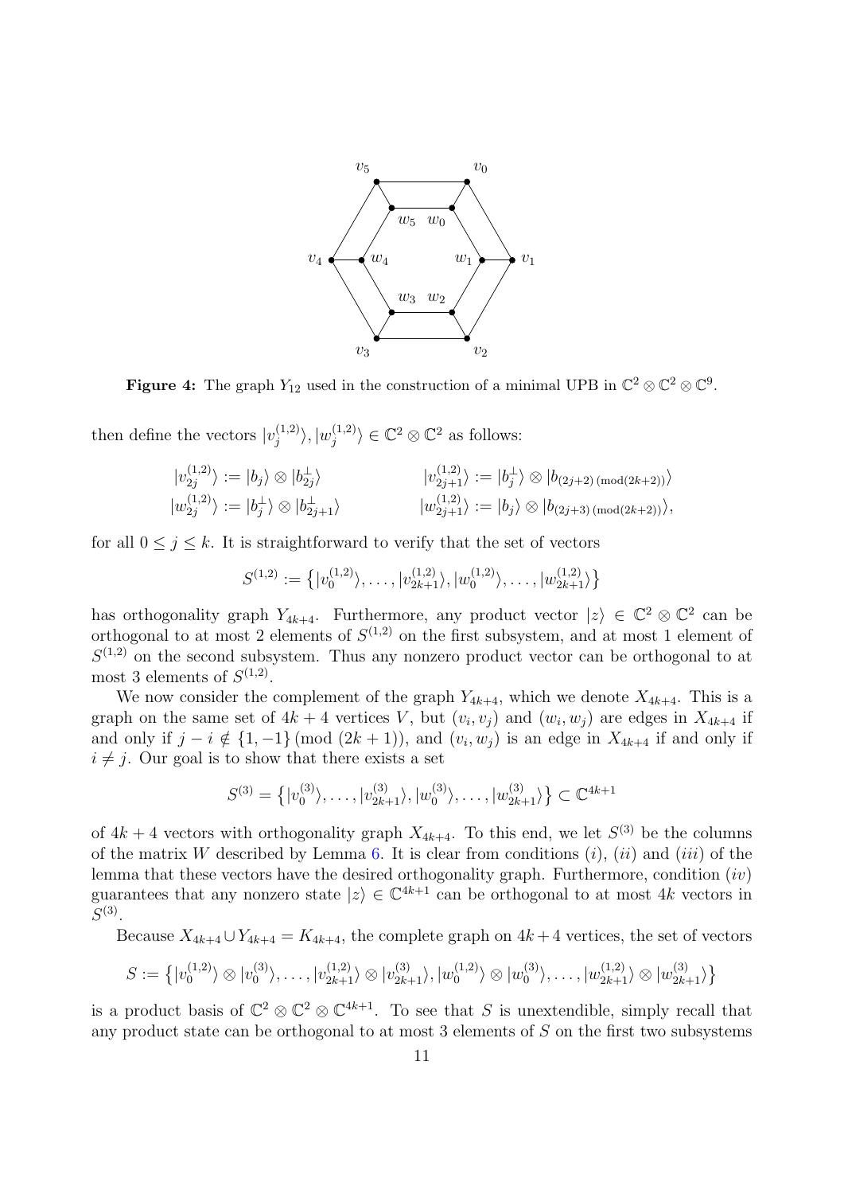**Figure 4:** The graph $Y_{12}$ used in the construction of a minimal UPB in $\mathbb{C}^2 \otimes \mathbb{C}^2 \otimes \mathbb{C}^9$.

then define the vectors $|v_j^{(1,2)}\rangle, |w_j^{(1,2)}\rangle \in \mathbb{C}^2 \otimes \mathbb{C}^2$ as follows:

$$
\begin{aligned}
|v_{2j}^{(1,2)}\rangle &:= |b_j\rangle \otimes |b_{2j}^{\perp}\rangle & |v_{2j+1}^{(1,2)}\rangle &:= |b_j^{\perp}\rangle \otimes |b_{(2j+2)\,(\mathrm{mod}(2k+2))}\rangle \\
|w_{2j}^{(1,2)}\rangle &:= |b_j^{\perp}\rangle \otimes |b_{2j+1}^{\perp}\rangle & |w_{2j+1}^{(1,2)}\rangle &:= |b_j\rangle \otimes |b_{(2j+3)\,(\mathrm{mod}(2k+2))}\rangle,
\end{aligned}
$$

for all $0 \leq j \leq k$. It is straightforward to verify that the set of vectors

$$
S^{(1,2)} := \big\{|v_0^{(1,2)}\rangle, \ldots, |v_{2k+1}^{(1,2)}\rangle, |w_0^{(1,2)}\rangle, \ldots, |w_{2k+1}^{(1,2)}\rangle\big\}
$$

has orthogonality graph $Y_{4k+4}$. Furthermore, any product vector $|z\rangle \in \mathbb{C}^2 \otimes \mathbb{C}^2$ can be orthogonal to at most 2 elements of $S^{(1,2)}$ on the first subsystem, and at most 1 element of $S^{(1,2)}$ on the second subsystem. Thus any nonzero product vector can be orthogonal to at most 3 elements of $S^{(1,2)}$.

We now consider the complement of the graph $Y_{4k+4}$, which we denote $X_{4k+4}$. This is a graph on the same set of $4k+4$ vertices $V$, but $(v_i, v_j)$ and $(w_i, w_j)$ are edges in $X_{4k+4}$ if and only if $j - i \notin \{1, -1\} \, (\mathrm{mod}\ (2k+1))$, and $(v_i, w_j)$ is an edge in $X_{4k+4}$ if and only if $i \neq j$. Our goal is to show that there exists a set

$$
S^{(3)} = \big\{|v_0^{(3)}\rangle, \ldots, |v_{2k+1}^{(3)}\rangle, |w_0^{(3)}\rangle, \ldots, |w_{2k+1}^{(3)}\rangle\big\} \subset \mathbb{C}^{4k+1}
$$

of $4k+4$ vectors with orthogonality graph $X_{4k+4}$. To this end, we let $S^{(3)}$ be the columns of the matrix $W$ described by Lemma 6. It is clear from conditions $(i)$, $(ii)$ and $(iii)$ of the lemma that these vectors have the desired orthogonality graph. Furthermore, condition $(iv)$ guarantees that any nonzero state $|z\rangle \in \mathbb{C}^{4k+1}$ can be orthogonal to at most $4k$ vectors in $S^{(3)}$.

Because $X_{4k+4} \cup Y_{4k+4} = K_{4k+4}$, the complete graph on $4k+4$ vertices, the set of vectors

$$
S := \big\{|v_0^{(1,2)}\rangle \otimes |v_0^{(3)}\rangle, \ldots, |v_{2k+1}^{(1,2)}\rangle \otimes |v_{2k+1}^{(3)}\rangle, |w_0^{(1,2)}\rangle \otimes |w_0^{(3)}\rangle, \ldots, |w_{2k+1}^{(1,2)}\rangle \otimes |w_{2k+1}^{(3)}\rangle\big\}
$$

is a product basis of $\mathbb{C}^2 \otimes \mathbb{C}^2 \otimes \mathbb{C}^{4k+1}$. To see that $S$ is unextendible, simply recall that any product state can be orthogonal to at most 3 elements of $S$ on the first two subsystems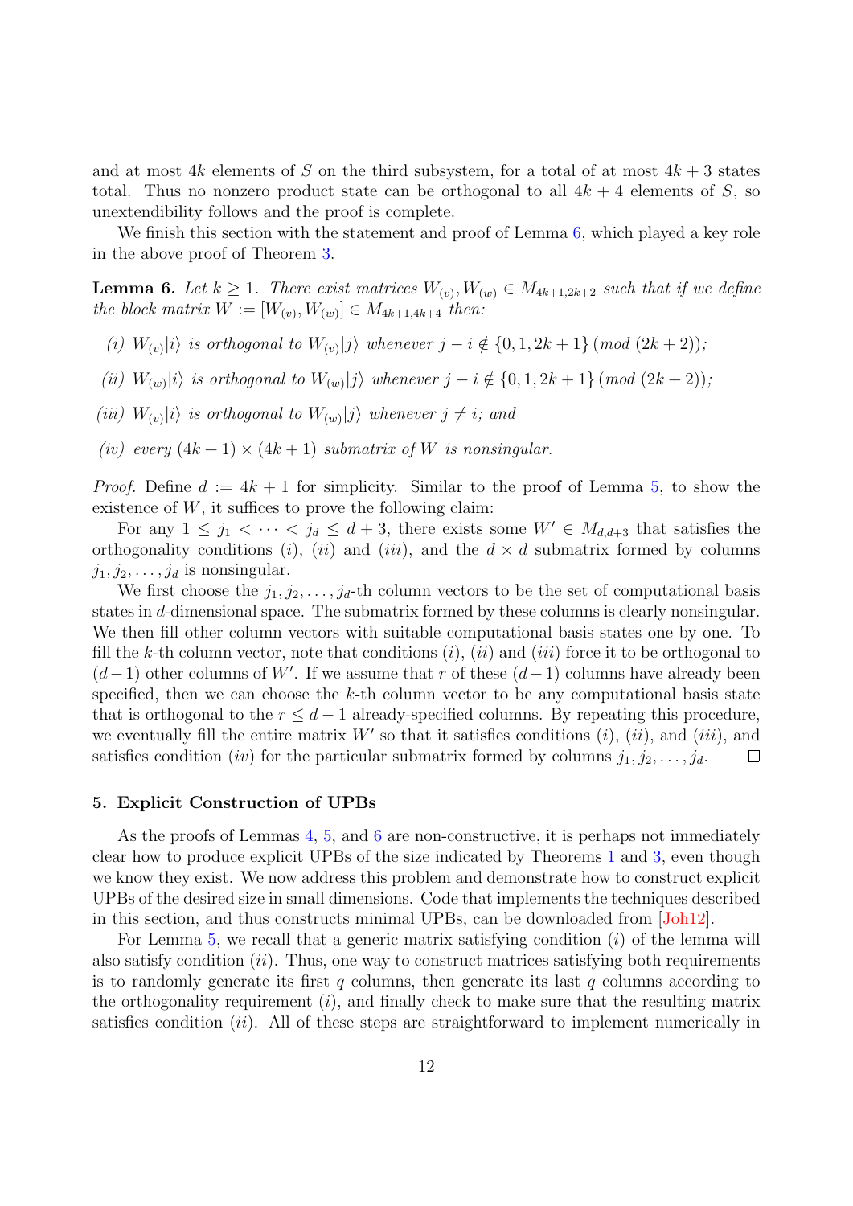and at most $4k$ elements of $S$ on the third subsystem, for a total of at most $4k+3$ states total. Thus no nonzero product state can be orthogonal to all $4k+4$ elements of $S$, so unextendibility follows and the proof is complete.

We finish this section with the statement and proof of Lemma 6, which played a key role in the above proof of Theorem 3.

**Lemma 6.** *Let $k \geq 1$. There exist matrices $W_{(v)}, W_{(w)} \in M_{4k+1,2k+2}$ such that if we define the block matrix $W := [W_{(v)}, W_{(w)}] \in M_{4k+1,4k+4}$ then:*

*(i) $W_{(v)}|i\rangle$ is orthogonal to $W_{(v)}|j\rangle$ whenever $j - i \notin \{0, 1, 2k+1\} \,(mod\ (2k+2))$;*

*(ii) $W_{(w)}|i\rangle$ is orthogonal to $W_{(w)}|j\rangle$ whenever $j - i \notin \{0, 1, 2k+1\} \,(mod\ (2k+2))$;*

*(iii) $W_{(v)}|i\rangle$ is orthogonal to $W_{(w)}|j\rangle$ whenever $j \neq i$; and*

*(iv) every $(4k+1) \times (4k+1)$ submatrix of $W$ is nonsingular.*

*Proof.* Define $d := 4k+1$ for simplicity. Similar to the proof of Lemma 5, to show the existence of $W$, it suffices to prove the following claim:

For any $1 \leq j_1 < \cdots < j_d \leq d+3$, there exists some $W' \in M_{d,d+3}$ that satisfies the orthogonality conditions $(i)$, $(ii)$ and $(iii)$, and the $d \times d$ submatrix formed by columns $j_1, j_2, \ldots, j_d$ is nonsingular.

We first choose the $j_1, j_2, \ldots, j_d$-th column vectors to be the set of computational basis states in $d$-dimensional space. The submatrix formed by these columns is clearly nonsingular. We then fill other column vectors with suitable computational basis states one by one. To fill the $k$-th column vector, note that conditions $(i)$, $(ii)$ and $(iii)$ force it to be orthogonal to $(d-1)$ other columns of $W'$. If we assume that $r$ of these $(d-1)$ columns have already been specified, then we can choose the $k$-th column vector to be any computational basis state that is orthogonal to the $r \leq d-1$ already-specified columns. By repeating this procedure, we eventually fill the entire matrix $W'$ so that it satisfies conditions $(i)$, $(ii)$, and $(iii)$, and satisfies condition $(iv)$ for the particular submatrix formed by columns $j_1, j_2, \ldots, j_d$. ☐

### 5. Explicit Construction of UPBs

As the proofs of Lemmas 4, 5, and 6 are non-constructive, it is perhaps not immediately clear how to produce explicit UPBs of the size indicated by Theorems 1 and 3, even though we know they exist. We now address this problem and demonstrate how to construct explicit UPBs of the desired size in small dimensions. Code that implements the techniques described in this section, and thus constructs minimal UPBs, can be downloaded from [Joh12].

For Lemma 5, we recall that a generic matrix satisfying condition $(i)$ of the lemma will also satisfy condition $(ii)$. Thus, one way to construct matrices satisfying both requirements is to randomly generate its first $q$ columns, then generate its last $q$ columns according to the orthogonality requirement $(i)$, and finally check to make sure that the resulting matrix satisfies condition $(ii)$. All of these steps are straightforward to implement numerically in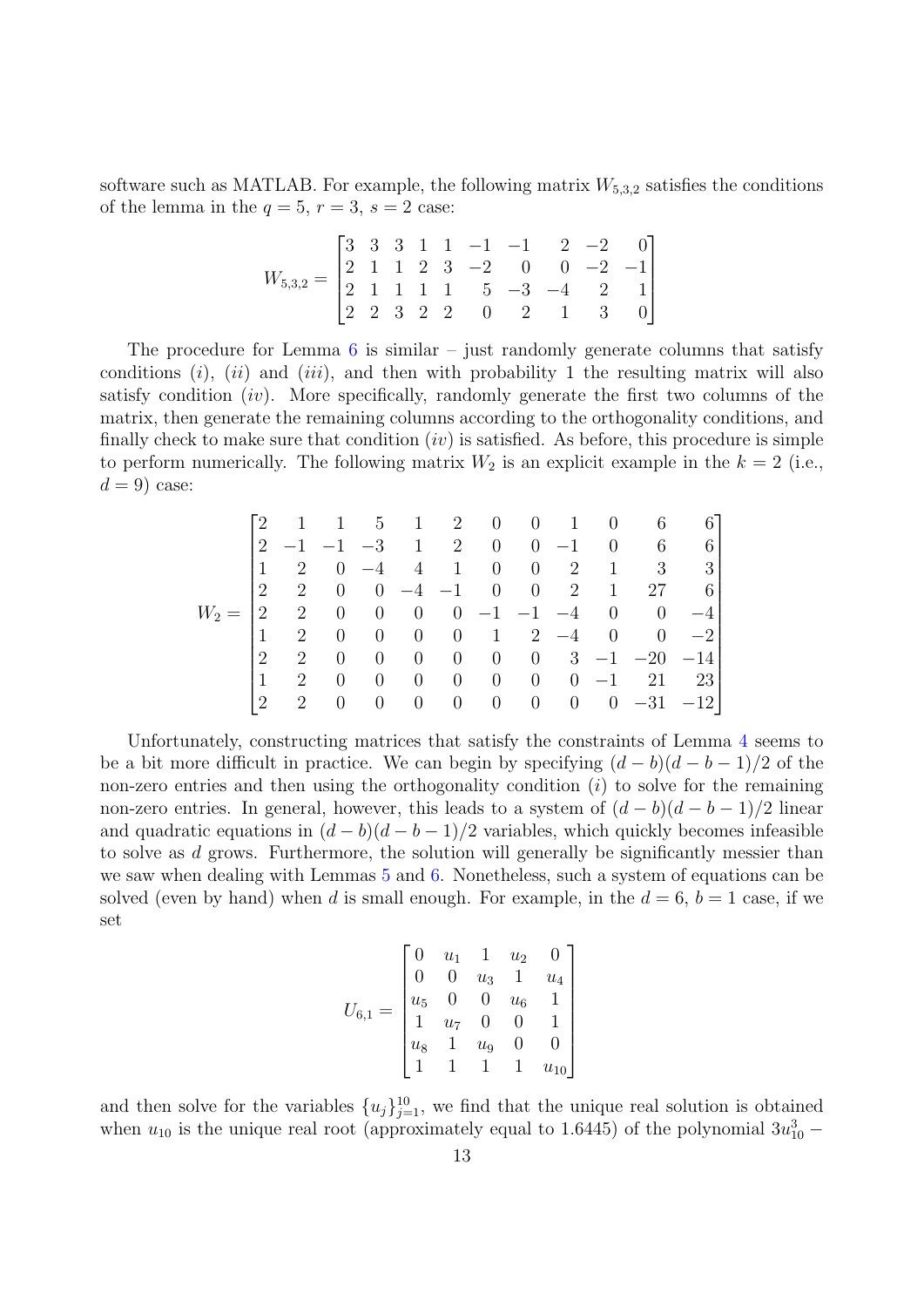software such as MATLAB. For example, the following matrix $W_{5,3,2}$ satisfies the conditions of the lemma in the $q = 5$, $r = 3$, $s = 2$ case:

$$
W_{5,3,2} = \begin{bmatrix} 3 & 3 & 3 & 1 & 1 & -1 & -1 & 2 & -2 & 0 \\ 2 & 1 & 1 & 2 & 3 & -2 & 0 & 0 & -2 & -1 \\ 2 & 1 & 1 & 1 & 1 & 5 & -3 & -4 & 2 & 1 \\ 2 & 2 & 3 & 2 & 2 & 0 & 2 & 1 & 3 & 0 \end{bmatrix}
$$

The procedure for Lemma 6 is similar – just randomly generate columns that satisfy conditions $(i)$, $(ii)$ and $(iii)$, and then with probability 1 the resulting matrix will also satisfy condition $(iv)$. More specifically, randomly generate the first two columns of the matrix, then generate the remaining columns according to the orthogonality conditions, and finally check to make sure that condition $(iv)$ is satisfied. As before, this procedure is simple to perform numerically. The following matrix $W_2$ is an explicit example in the $k = 2$ (i.e., $d = 9$) case:

$$
W_2 = \begin{bmatrix} 2 & 1 & 1 & 5 & 1 & 2 & 0 & 0 & 1 & 0 & 6 & 6 \\ 2 & -1 & -1 & -3 & 1 & 2 & 0 & 0 & -1 & 0 & 6 & 6 \\ 1 & 2 & 0 & -4 & 4 & 1 & 0 & 0 & 2 & 1 & 3 & 3 \\ 2 & 2 & 0 & 0 & -4 & -1 & 0 & 0 & 2 & 1 & 27 & 6 \\ 2 & 2 & 0 & 0 & 0 & 0 & -1 & -1 & -4 & 0 & 0 & -4 \\ 1 & 2 & 0 & 0 & 0 & 0 & 1 & 2 & -4 & 0 & 0 & -2 \\ 2 & 2 & 0 & 0 & 0 & 0 & 0 & 0 & 3 & -1 & -20 & -14 \\ 1 & 2 & 0 & 0 & 0 & 0 & 0 & 0 & 0 & -1 & 21 & 23 \\ 2 & 2 & 0 & 0 & 0 & 0 & 0 & 0 & 0 & 0 & -31 & -12 \end{bmatrix}
$$

Unfortunately, constructing matrices that satisfy the constraints of Lemma 4 seems to be a bit more difficult in practice. We can begin by specifying $(d - b)(d - b - 1)/2$ of the non-zero entries and then using the orthogonality condition $(i)$ to solve for the remaining non-zero entries. In general, however, this leads to a system of $(d - b)(d - b - 1)/2$ linear and quadratic equations in $(d - b)(d - b - 1)/2$ variables, which quickly becomes infeasible to solve as $d$ grows. Furthermore, the solution will generally be significantly messier than we saw when dealing with Lemmas 5 and 6. Nonetheless, such a system of equations can be solved (even by hand) when $d$ is small enough. For example, in the $d = 6$, $b = 1$ case, if we set

$$
U_{6,1} = \begin{bmatrix} 0 & u_1 & 1 & u_2 & 0 \\ 0 & 0 & u_3 & 1 & u_4 \\ u_5 & 0 & 0 & u_6 & 1 \\ 1 & u_7 & 0 & 0 & 1 \\ u_8 & 1 & u_9 & 0 & 0 \\ 1 & 1 & 1 & 1 & u_{10} \end{bmatrix}
$$

and then solve for the variables $\{u_j\}_{j=1}^{10}$, we find that the unique real solution is obtained when $u_{10}$ is the unique real root (approximately equal to 1.6445) of the polynomial $3u_{10}^3 -$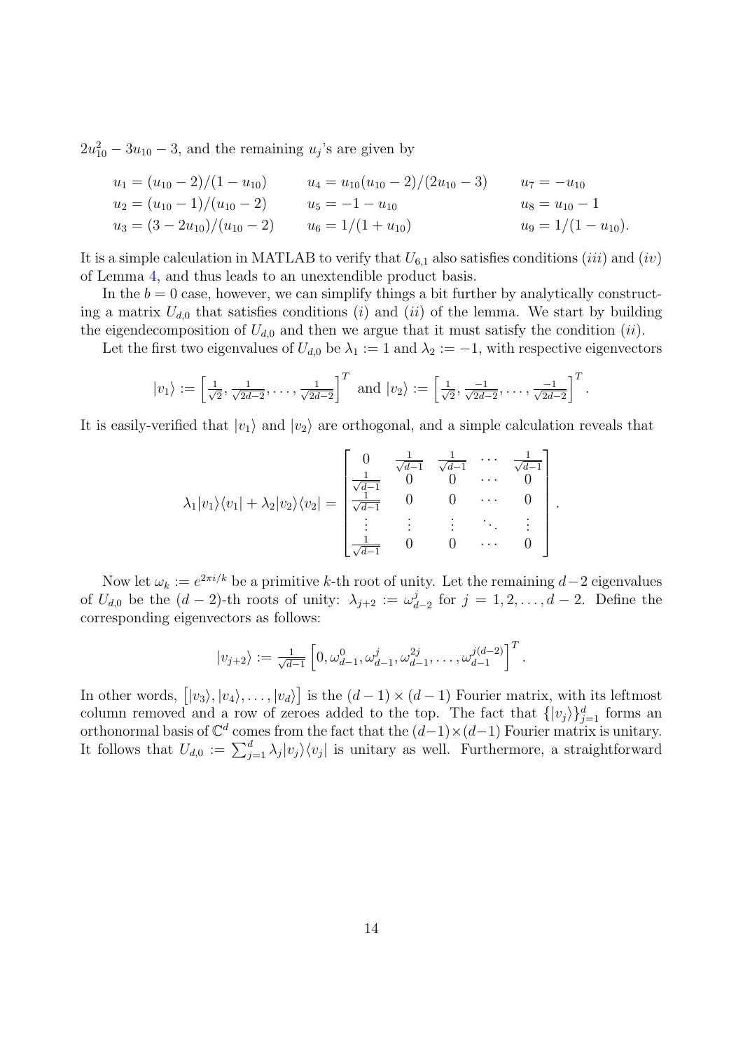$2u_{10}^2 - 3u_{10} - 3$, and the remaining $u_j$'s are given by

$$
\begin{array}{lll}
u_1 = (u_{10} - 2)/(1 - u_{10}) & u_4 = u_{10}(u_{10} - 2)/(2u_{10} - 3) & u_7 = -u_{10} \\
u_2 = (u_{10} - 1)/(u_{10} - 2) & u_5 = -1 - u_{10} & u_8 = u_{10} - 1 \\
u_3 = (3 - 2u_{10})/(u_{10} - 2) & u_6 = 1/(1 + u_{10}) & u_9 = 1/(1 - u_{10}).
\end{array}
$$

It is a simple calculation in MATLAB to verify that $U_{6,1}$ also satisfies conditions $(iii)$ and $(iv)$ of Lemma 4, and thus leads to an unextendible product basis.

In the $b = 0$ case, however, we can simplify things a bit further by analytically constructing a matrix $U_{d,0}$ that satisfies conditions $(i)$ and $(ii)$ of the lemma. We start by building the eigendecomposition of $U_{d,0}$ and then we argue that it must satisfy the condition $(ii)$.

Let the first two eigenvalues of $U_{d,0}$ be $\lambda_1 := 1$ and $\lambda_2 := -1$, with respective eigenvectors

$$
|v_1\rangle := \left[\tfrac{1}{\sqrt{2}}, \tfrac{1}{\sqrt{2d-2}}, \ldots, \tfrac{1}{\sqrt{2d-2}}\right]^T \text{ and } |v_2\rangle := \left[\tfrac{1}{\sqrt{2}}, \tfrac{-1}{\sqrt{2d-2}}, \ldots, \tfrac{-1}{\sqrt{2d-2}}\right]^T.
$$

It is easily-verified that $|v_1\rangle$ and $|v_2\rangle$ are orthogonal, and a simple calculation reveals that

$$
\lambda_1|v_1\rangle\langle v_1| + \lambda_2|v_2\rangle\langle v_2| = \begin{bmatrix} 0 & \frac{1}{\sqrt{d-1}} & \frac{1}{\sqrt{d-1}} & \cdots & \frac{1}{\sqrt{d-1}} \\ \frac{1}{\sqrt{d-1}} & 0 & 0 & \cdots & 0 \\ \frac{1}{\sqrt{d-1}} & 0 & 0 & \cdots & 0 \\ \vdots & \vdots & \vdots & \ddots & \vdots \\ \frac{1}{\sqrt{d-1}} & 0 & 0 & \cdots & 0 \end{bmatrix}.
$$

Now let $\omega_k := e^{2\pi i/k}$ be a primitive $k$-th root of unity. Let the remaining $d-2$ eigenvalues of $U_{d,0}$ be the $(d-2)$-th roots of unity: $\lambda_{j+2} := \omega_{d-2}^j$ for $j = 1, 2, \ldots, d-2$. Define the corresponding eigenvectors as follows:

$$
|v_{j+2}\rangle := \tfrac{1}{\sqrt{d-1}}\left[0, \omega_{d-1}^0, \omega_{d-1}^j, \omega_{d-1}^{2j}, \ldots, \omega_{d-1}^{j(d-2)}\right]^T.
$$

In other words, $\big[|v_3\rangle, |v_4\rangle, \ldots, |v_d\rangle\big]$ is the $(d-1)\times(d-1)$ Fourier matrix, with its leftmost column removed and a row of zeroes added to the top. The fact that $\{|v_j\rangle\}_{j=1}^d$ forms an orthonormal basis of $\mathbb{C}^d$ comes from the fact that the $(d-1)\times(d-1)$ Fourier matrix is unitary. It follows that $U_{d,0} := \sum_{j=1}^d \lambda_j |v_j\rangle\langle v_j|$ is unitary as well. Furthermore, a straightforward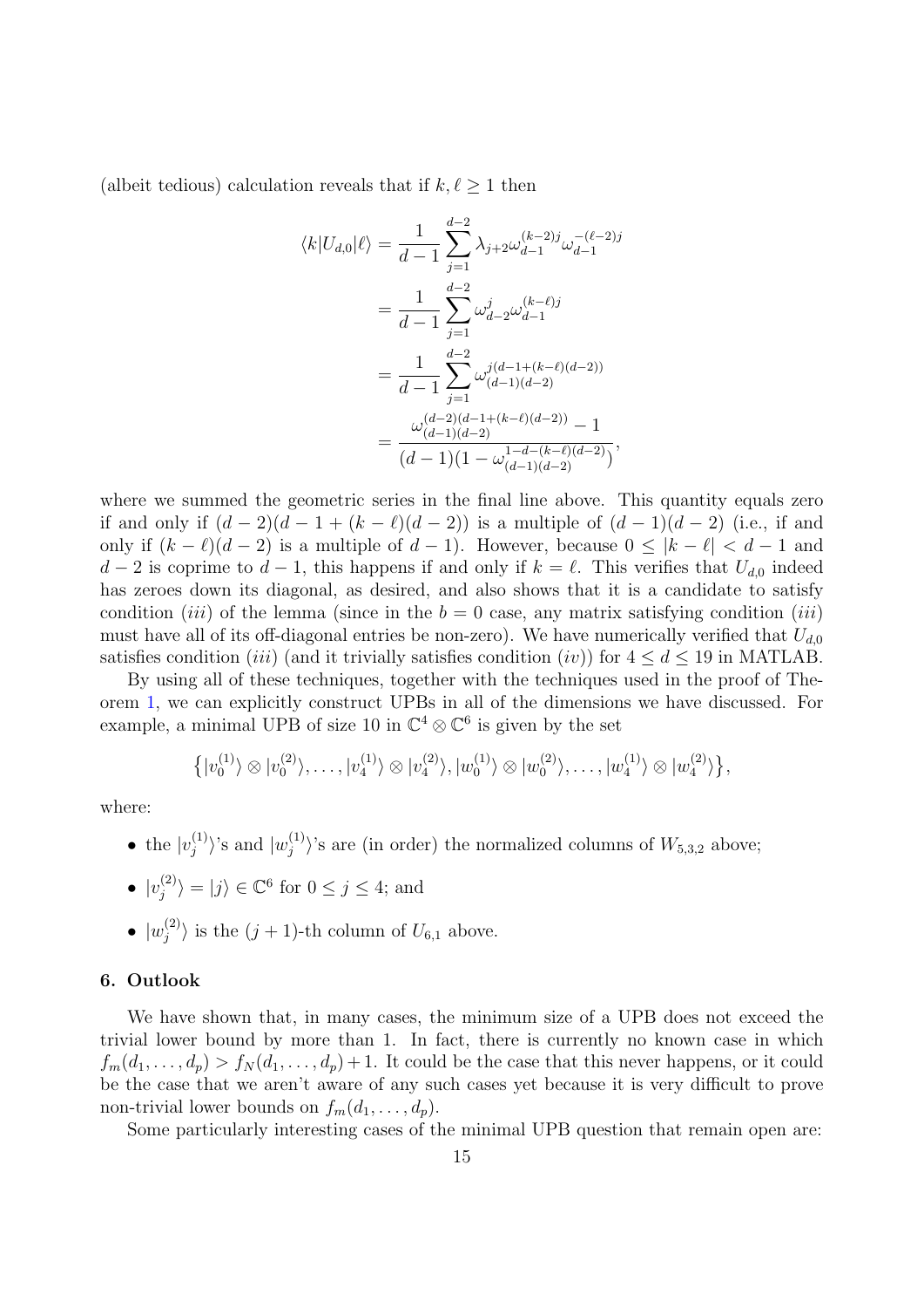(albeit tedious) calculation reveals that if $k, \ell \geq 1$ then

$$
\begin{aligned}
\langle k|U_{d,0}|\ell\rangle &= \frac{1}{d-1}\sum_{j=1}^{d-2} \lambda_{j+2}\omega_{d-1}^{(k-2)j}\omega_{d-1}^{-(\ell-2)j} \\
&= \frac{1}{d-1}\sum_{j=1}^{d-2} \omega_{d-2}^{j}\omega_{d-1}^{(k-\ell)j} \\
&= \frac{1}{d-1}\sum_{j=1}^{d-2} \omega_{(d-1)(d-2)}^{j(d-1+(k-\ell)(d-2))} \\
&= \frac{\omega_{(d-1)(d-2)}^{(d-2)(d-1+(k-\ell)(d-2))} - 1}{(d-1)(1-\omega_{(d-1)(d-2)}^{1-d-(k-\ell)(d-2)})},
\end{aligned}
$$

where we summed the geometric series in the final line above. This quantity equals zero if and only if $(d-2)(d-1+(k-\ell)(d-2))$ is a multiple of $(d-1)(d-2)$ (i.e., if and only if $(k-\ell)(d-2)$ is a multiple of $d-1$). However, because $0 \leq |k-\ell| < d-1$ and $d-2$ is coprime to $d-1$, this happens if and only if $k = \ell$. This verifies that $U_{d,0}$ indeed has zeroes down its diagonal, as desired, and also shows that it is a candidate to satisfy condition $(iii)$ of the lemma (since in the $b = 0$ case, any matrix satisfying condition $(iii)$ must have all of its off-diagonal entries be non-zero). We have numerically verified that $U_{d,0}$ satisfies condition $(iii)$ (and it trivially satisfies condition $(iv)$) for $4 \leq d \leq 19$ in MATLAB.

By using all of these techniques, together with the techniques used in the proof of Theorem 1, we can explicitly construct UPBs in all of the dimensions we have discussed. For example, a minimal UPB of size 10 in $\mathbb{C}^4 \otimes \mathbb{C}^6$ is given by the set

$$
\big\{|v_0^{(1)}\rangle \otimes |v_0^{(2)}\rangle, \ldots, |v_4^{(1)}\rangle \otimes |v_4^{(2)}\rangle, |w_0^{(1)}\rangle \otimes |w_0^{(2)}\rangle, \ldots, |w_4^{(1)}\rangle \otimes |w_4^{(2)}\rangle\big\},
$$

where:

- the $|v_j^{(1)}\rangle$'s and $|w_j^{(1)}\rangle$'s are (in order) the normalized columns of $W_{5,3,2}$ above;
- $|v_j^{(2)}\rangle = |j\rangle \in \mathbb{C}^6$ for $0 \leq j \leq 4$; and
- $|w_j^{(2)}\rangle$ is the $(j+1)$-th column of $U_{6,1}$ above.

## 6. Outlook

We have shown that, in many cases, the minimum size of a UPB does not exceed the trivial lower bound by more than 1. In fact, there is currently no known case in which $f_m(d_1, \ldots, d_p) > f_N(d_1, \ldots, d_p) + 1$. It could be the case that this never happens, or it could be the case that we aren't aware of any such cases yet because it is very difficult to prove non-trivial lower bounds on $f_m(d_1, \ldots, d_p)$.

Some particularly interesting cases of the minimal UPB question that remain open are: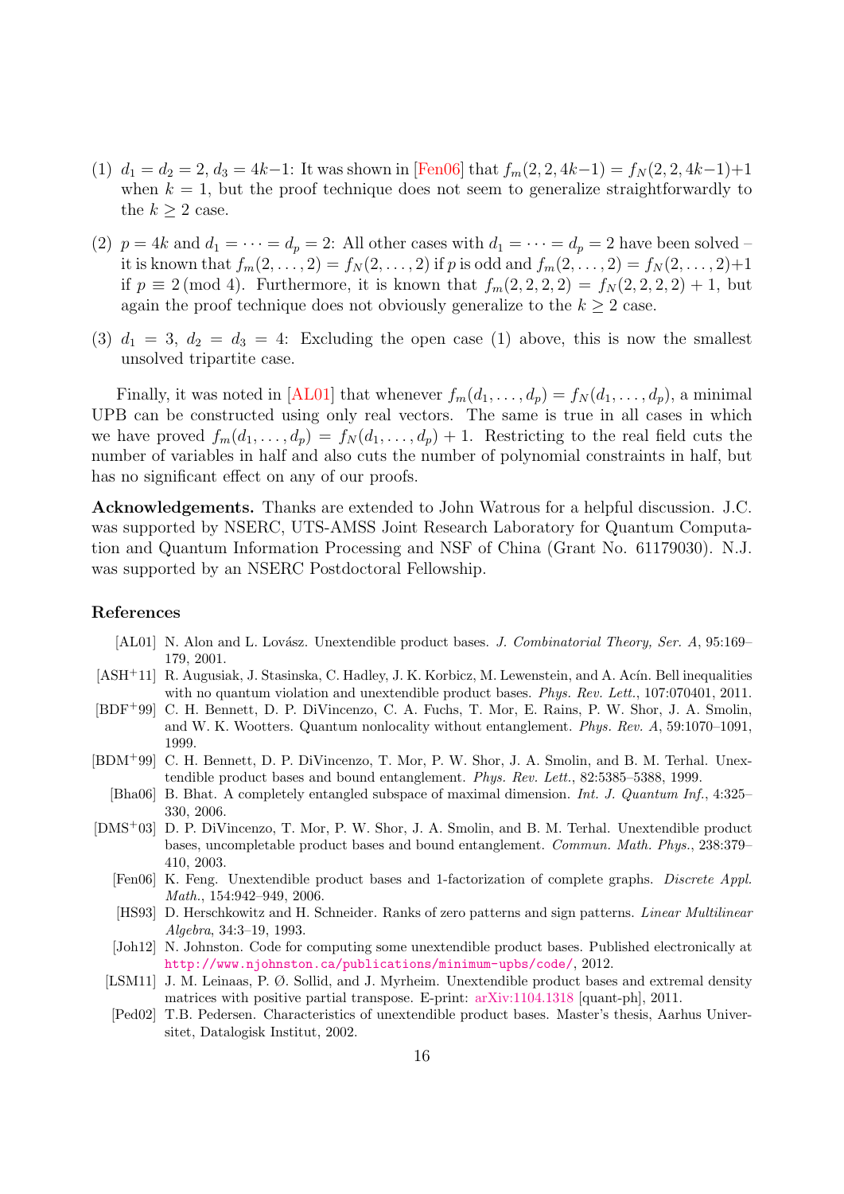(1) $d_1 = d_2 = 2$, $d_3 = 4k-1$: It was shown in [Fen06] that $f_m(2,2,4k-1) = f_N(2,2,4k-1)+1$ when $k=1$, but the proof technique does not seem to generalize straightforwardly to the $k \geq 2$ case.

(2) $p = 4k$ and $d_1 = \cdots = d_p = 2$: All other cases with $d_1 = \cdots = d_p = 2$ have been solved – it is known that $f_m(2,\ldots,2) = f_N(2,\ldots,2)$ if $p$ is odd and $f_m(2,\ldots,2) = f_N(2,\ldots,2)+1$ if $p \equiv 2 \pmod 4$. Furthermore, it is known that $f_m(2,2,2,2) = f_N(2,2,2,2)+1$, but again the proof technique does not obviously generalize to the $k \geq 2$ case.

(3) $d_1 = 3$, $d_2 = d_3 = 4$: Excluding the open case (1) above, this is now the smallest unsolved tripartite case.

Finally, it was noted in [AL01] that whenever $f_m(d_1,\ldots,d_p) = f_N(d_1,\ldots,d_p)$, a minimal UPB can be constructed using only real vectors. The same is true in all cases in which we have proved $f_m(d_1,\ldots,d_p) = f_N(d_1,\ldots,d_p)+1$. Restricting to the real field cuts the number of variables in half and also cuts the number of polynomial constraints in half, but has no significant effect on any of our proofs.

**Acknowledgements.** Thanks are extended to John Watrous for a helpful discussion. J.C. was supported by NSERC, UTS-AMSS Joint Research Laboratory for Quantum Computation and Quantum Information Processing and NSF of China (Grant No. 61179030). N.J. was supported by an NSERC Postdoctoral Fellowship.

## References

[AL01] N. Alon and L. Lovász. Unextendible product bases. *J. Combinatorial Theory, Ser. A*, 95:169–179, 2001.

[ASH+11] R. Augusiak, J. Stasinska, C. Hadley, J. K. Korbicz, M. Lewenstein, and A. Acín. Bell inequalities with no quantum violation and unextendible product bases. *Phys. Rev. Lett.*, 107:070401, 2011.

[BDF+99] C. H. Bennett, D. P. DiVincenzo, C. A. Fuchs, T. Mor, E. Rains, P. W. Shor, J. A. Smolin, and W. K. Wootters. Quantum nonlocality without entanglement. *Phys. Rev. A*, 59:1070–1091, 1999.

[BDM+99] C. H. Bennett, D. P. DiVincenzo, T. Mor, P. W. Shor, J. A. Smolin, and B. M. Terhal. Unextendible product bases and bound entanglement. *Phys. Rev. Lett.*, 82:5385–5388, 1999.

[Bha06] B. Bhat. A completely entangled subspace of maximal dimension. *Int. J. Quantum Inf.*, 4:325–330, 2006.

[DMS+03] D. P. DiVincenzo, T. Mor, P. W. Shor, J. A. Smolin, and B. M. Terhal. Unextendible product bases, uncompletable product bases and bound entanglement. *Commun. Math. Phys.*, 238:379–410, 2003.

[Fen06] K. Feng. Unextendible product bases and 1-factorization of complete graphs. *Discrete Appl. Math.*, 154:942–949, 2006.

[HS93] D. Herschkowitz and H. Schneider. Ranks of zero patterns and sign patterns. *Linear Multilinear Algebra*, 34:3–19, 1993.

[Joh12] N. Johnston. Code for computing some unextendible product bases. Published electronically at http://www.njohnston.ca/publications/minimum-upbs/code/, 2012.

[LSM11] J. M. Leinaas, P. Ø. Sollid, and J. Myrheim. Unextendible product bases and extremal density matrices with positive partial transpose. E-print: arXiv:1104.1318 [quant-ph], 2011.

[Ped02] T.B. Pedersen. Characteristics of unextendible product bases. Master's thesis, Aarhus Universitet, Datalogisk Institut, 2002.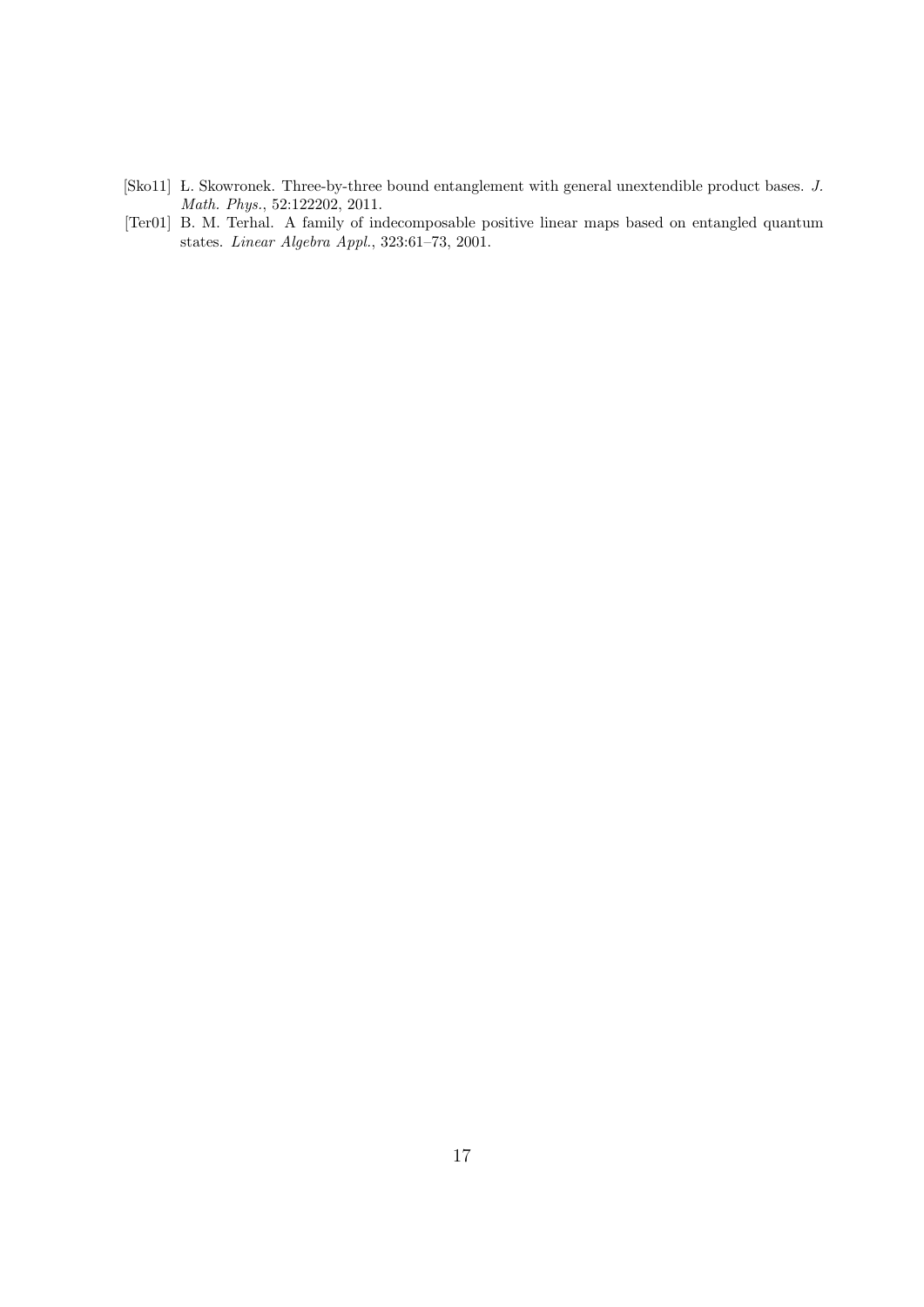[Sko11] Ł. Skowronek. Three-by-three bound entanglement with general unextendible product bases. *J. Math. Phys.*, 52:122202, 2011.

[Ter01] B. M. Terhal. A family of indecomposable positive linear maps based on entangled quantum states. *Linear Algebra Appl.*, 323:61–73, 2001.